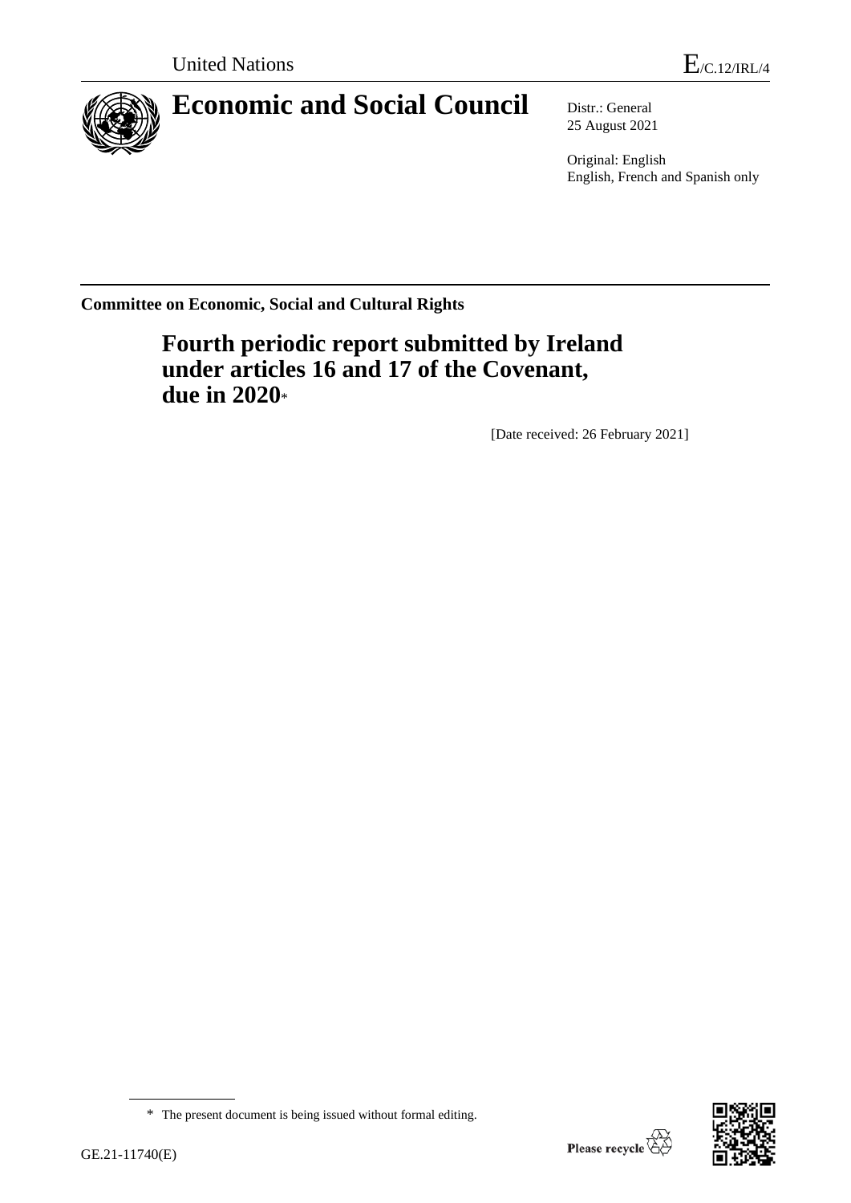United Nations E/C.12/IRL/4

# Economic and Social Council

Distr.: General
25 August 2021

Original: English
English, French and Spanish only

**Committee on Economic, Social and Cultural Rights**

## Fourth periodic report submitted by Ireland under articles 16 and 17 of the Covenant, due in 2020*

[Date received: 26 February 2021]

* The present document is being issued without formal editing.

GE.21-11740(E)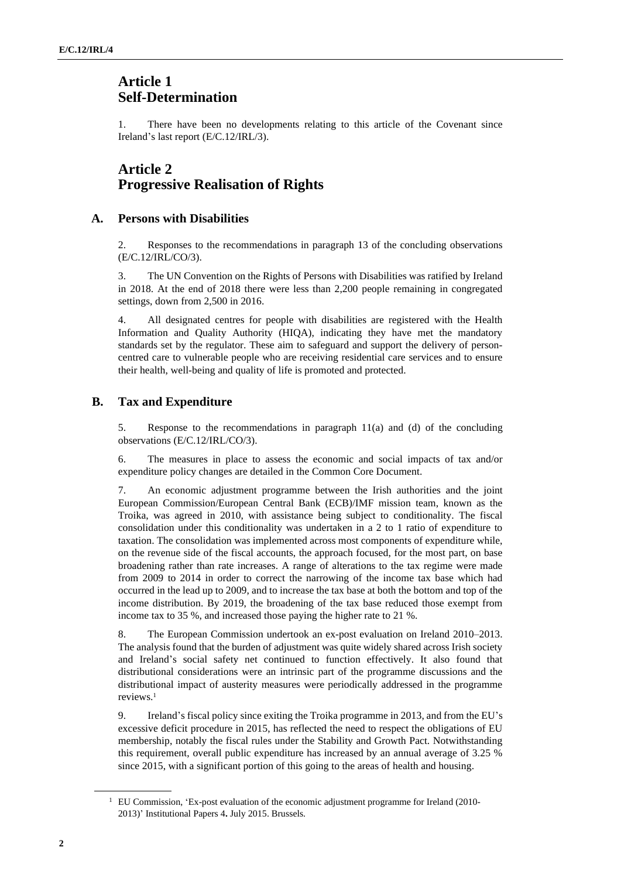# Article 1
# Self-Determination

1. There have been no developments relating to this article of the Covenant since Ireland's last report (E/C.12/IRL/3).

# Article 2
# Progressive Realisation of Rights

## A. Persons with Disabilities

2. Responses to the recommendations in paragraph 13 of the concluding observations (E/C.12/IRL/CO/3).

3. The UN Convention on the Rights of Persons with Disabilities was ratified by Ireland in 2018. At the end of 2018 there were less than 2,200 people remaining in congregated settings, down from 2,500 in 2016.

4. All designated centres for people with disabilities are registered with the Health Information and Quality Authority (HIQA), indicating they have met the mandatory standards set by the regulator. These aim to safeguard and support the delivery of person-centred care to vulnerable people who are receiving residential care services and to ensure their health, well-being and quality of life is promoted and protected.

## B. Tax and Expenditure

5. Response to the recommendations in paragraph 11(a) and (d) of the concluding observations (E/C.12/IRL/CO/3).

6. The measures in place to assess the economic and social impacts of tax and/or expenditure policy changes are detailed in the Common Core Document.

7. An economic adjustment programme between the Irish authorities and the joint European Commission/European Central Bank (ECB)/IMF mission team, known as the Troika, was agreed in 2010, with assistance being subject to conditionality. The fiscal consolidation under this conditionality was undertaken in a 2 to 1 ratio of expenditure to taxation. The consolidation was implemented across most components of expenditure while, on the revenue side of the fiscal accounts, the approach focused, for the most part, on base broadening rather than rate increases. A range of alterations to the tax regime were made from 2009 to 2014 in order to correct the narrowing of the income tax base which had occurred in the lead up to 2009, and to increase the tax base at both the bottom and top of the income distribution. By 2019, the broadening of the tax base reduced those exempt from income tax to 35 %, and increased those paying the higher rate to 21 %.

8. The European Commission undertook an ex-post evaluation on Ireland 2010–2013. The analysis found that the burden of adjustment was quite widely shared across Irish society and Ireland's social safety net continued to function effectively. It also found that distributional considerations were an intrinsic part of the programme discussions and the distributional impact of austerity measures were periodically addressed in the programme reviews.[1]

9. Ireland's fiscal policy since exiting the Troika programme in 2013, and from the EU's excessive deficit procedure in 2015, has reflected the need to respect the obligations of EU membership, notably the fiscal rules under the Stability and Growth Pact. Notwithstanding this requirement, overall public expenditure has increased by an annual average of 3.25 % since 2015, with a significant portion of this going to the areas of health and housing.

[1] EU Commission, 'Ex-post evaluation of the economic adjustment programme for Ireland (2010-2013)' Institutional Papers 4**.** July 2015. Brussels.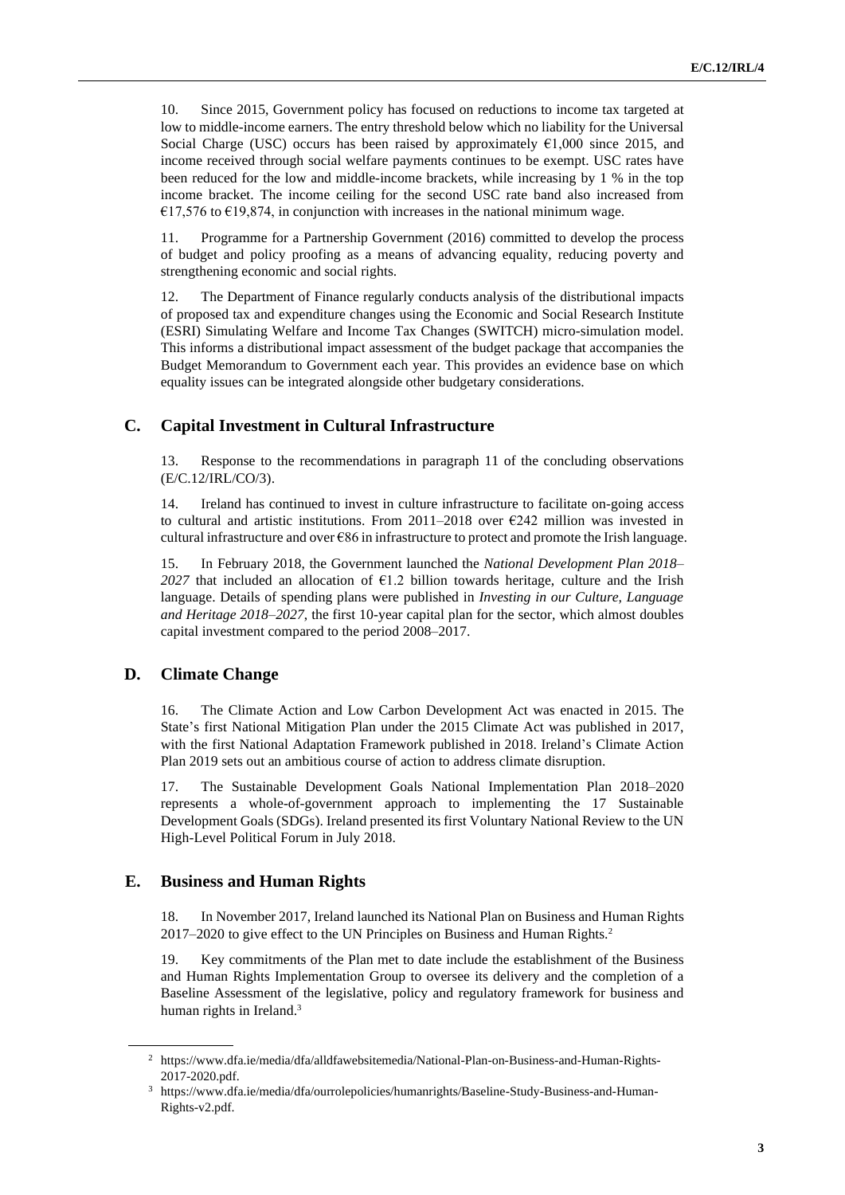10. Since 2015, Government policy has focused on reductions to income tax targeted at low to middle-income earners. The entry threshold below which no liability for the Universal Social Charge (USC) occurs has been raised by approximately €1,000 since 2015, and income received through social welfare payments continues to be exempt. USC rates have been reduced for the low and middle-income brackets, while increasing by 1 % in the top income bracket. The income ceiling for the second USC rate band also increased from €17,576 to €19,874, in conjunction with increases in the national minimum wage.

11. Programme for a Partnership Government (2016) committed to develop the process of budget and policy proofing as a means of advancing equality, reducing poverty and strengthening economic and social rights.

12. The Department of Finance regularly conducts analysis of the distributional impacts of proposed tax and expenditure changes using the Economic and Social Research Institute (ESRI) Simulating Welfare and Income Tax Changes (SWITCH) micro-simulation model. This informs a distributional impact assessment of the budget package that accompanies the Budget Memorandum to Government each year. This provides an evidence base on which equality issues can be integrated alongside other budgetary considerations.

## C. Capital Investment in Cultural Infrastructure

13. Response to the recommendations in paragraph 11 of the concluding observations (E/C.12/IRL/CO/3).

14. Ireland has continued to invest in culture infrastructure to facilitate on-going access to cultural and artistic institutions. From 2011–2018 over €242 million was invested in cultural infrastructure and over €86 in infrastructure to protect and promote the Irish language.

15. In February 2018, the Government launched the *National Development Plan 2018–2027* that included an allocation of €1.2 billion towards heritage, culture and the Irish language. Details of spending plans were published in *Investing in our Culture, Language and Heritage 2018–2027*, the first 10-year capital plan for the sector, which almost doubles capital investment compared to the period 2008–2017.

## D. Climate Change

16. The Climate Action and Low Carbon Development Act was enacted in 2015. The State's first National Mitigation Plan under the 2015 Climate Act was published in 2017, with the first National Adaptation Framework published in 2018. Ireland's Climate Action Plan 2019 sets out an ambitious course of action to address climate disruption.

17. The Sustainable Development Goals National Implementation Plan 2018–2020 represents a whole-of-government approach to implementing the 17 Sustainable Development Goals (SDGs). Ireland presented its first Voluntary National Review to the UN High-Level Political Forum in July 2018.

## E. Business and Human Rights

18. In November 2017, Ireland launched its National Plan on Business and Human Rights 2017–2020 to give effect to the UN Principles on Business and Human Rights.[2]

19. Key commitments of the Plan met to date include the establishment of the Business and Human Rights Implementation Group to oversee its delivery and the completion of a Baseline Assessment of the legislative, policy and regulatory framework for business and human rights in Ireland.[3]

---

[2] https://www.dfa.ie/media/dfa/alldfawebsitemedia/National-Plan-on-Business-and-Human-Rights-2017-2020.pdf.

[3] https://www.dfa.ie/media/dfa/ourrolepolicies/humanrights/Baseline-Study-Business-and-Human-Rights-v2.pdf.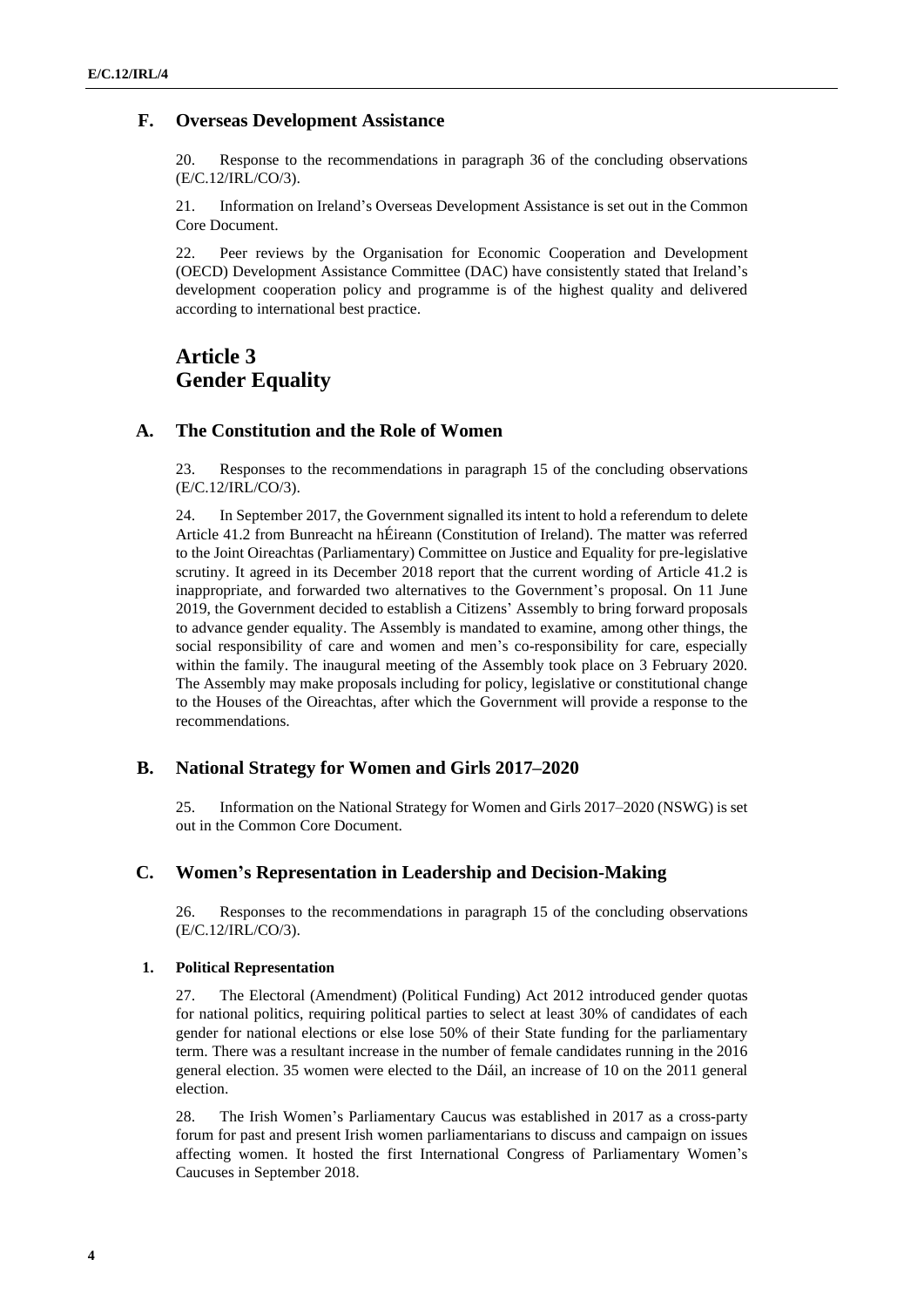## F. Overseas Development Assistance

20. Response to the recommendations in paragraph 36 of the concluding observations (E/C.12/IRL/CO/3).

21. Information on Ireland's Overseas Development Assistance is set out in the Common Core Document.

22. Peer reviews by the Organisation for Economic Cooperation and Development (OECD) Development Assistance Committee (DAC) have consistently stated that Ireland's development cooperation policy and programme is of the highest quality and delivered according to international best practice.

# Article 3
# Gender Equality

## A. The Constitution and the Role of Women

23. Responses to the recommendations in paragraph 15 of the concluding observations (E/C.12/IRL/CO/3).

24. In September 2017, the Government signalled its intent to hold a referendum to delete Article 41.2 from Bunreacht na hÉireann (Constitution of Ireland). The matter was referred to the Joint Oireachtas (Parliamentary) Committee on Justice and Equality for pre-legislative scrutiny. It agreed in its December 2018 report that the current wording of Article 41.2 is inappropriate, and forwarded two alternatives to the Government's proposal. On 11 June 2019, the Government decided to establish a Citizens' Assembly to bring forward proposals to advance gender equality. The Assembly is mandated to examine, among other things, the social responsibility of care and women and men's co-responsibility for care, especially within the family. The inaugural meeting of the Assembly took place on 3 February 2020. The Assembly may make proposals including for policy, legislative or constitutional change to the Houses of the Oireachtas, after which the Government will provide a response to the recommendations.

## B. National Strategy for Women and Girls 2017–2020

25. Information on the National Strategy for Women and Girls 2017–2020 (NSWG) is set out in the Common Core Document.

## C. Women's Representation in Leadership and Decision-Making

26. Responses to the recommendations in paragraph 15 of the concluding observations (E/C.12/IRL/CO/3).

### 1. Political Representation

27. The Electoral (Amendment) (Political Funding) Act 2012 introduced gender quotas for national politics, requiring political parties to select at least 30% of candidates of each gender for national elections or else lose 50% of their State funding for the parliamentary term. There was a resultant increase in the number of female candidates running in the 2016 general election. 35 women were elected to the Dáil, an increase of 10 on the 2011 general election.

28. The Irish Women's Parliamentary Caucus was established in 2017 as a cross-party forum for past and present Irish women parliamentarians to discuss and campaign on issues affecting women. It hosted the first International Congress of Parliamentary Women's Caucuses in September 2018.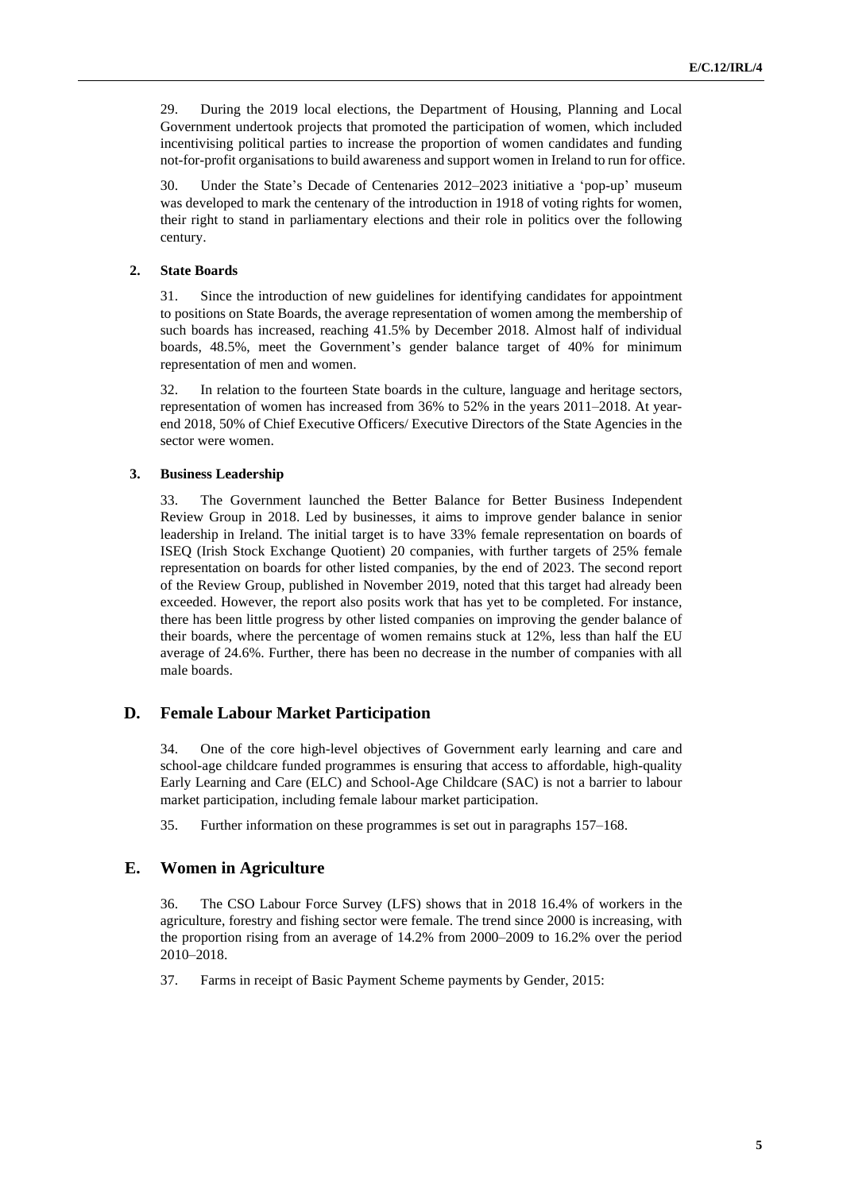29. During the 2019 local elections, the Department of Housing, Planning and Local Government undertook projects that promoted the participation of women, which included incentivising political parties to increase the proportion of women candidates and funding not-for-profit organisations to build awareness and support women in Ireland to run for office.

30. Under the State's Decade of Centenaries 2012–2023 initiative a 'pop-up' museum was developed to mark the centenary of the introduction in 1918 of voting rights for women, their right to stand in parliamentary elections and their role in politics over the following century.

### 2. State Boards

31. Since the introduction of new guidelines for identifying candidates for appointment to positions on State Boards, the average representation of women among the membership of such boards has increased, reaching 41.5% by December 2018. Almost half of individual boards, 48.5%, meet the Government's gender balance target of 40% for minimum representation of men and women.

32. In relation to the fourteen State boards in the culture, language and heritage sectors, representation of women has increased from 36% to 52% in the years 2011–2018. At year-end 2018, 50% of Chief Executive Officers/ Executive Directors of the State Agencies in the sector were women.

### 3. Business Leadership

33. The Government launched the Better Balance for Better Business Independent Review Group in 2018. Led by businesses, it aims to improve gender balance in senior leadership in Ireland. The initial target is to have 33% female representation on boards of ISEQ (Irish Stock Exchange Quotient) 20 companies, with further targets of 25% female representation on boards for other listed companies, by the end of 2023. The second report of the Review Group, published in November 2019, noted that this target had already been exceeded. However, the report also posits work that has yet to be completed. For instance, there has been little progress by other listed companies on improving the gender balance of their boards, where the percentage of women remains stuck at 12%, less than half the EU average of 24.6%. Further, there has been no decrease in the number of companies with all male boards.

## D. Female Labour Market Participation

34. One of the core high-level objectives of Government early learning and care and school-age childcare funded programmes is ensuring that access to affordable, high-quality Early Learning and Care (ELC) and School-Age Childcare (SAC) is not a barrier to labour market participation, including female labour market participation.

35. Further information on these programmes is set out in paragraphs 157–168.

## E. Women in Agriculture

36. The CSO Labour Force Survey (LFS) shows that in 2018 16.4% of workers in the agriculture, forestry and fishing sector were female. The trend since 2000 is increasing, with the proportion rising from an average of 14.2% from 2000–2009 to 16.2% over the period 2010–2018.

37. Farms in receipt of Basic Payment Scheme payments by Gender, 2015: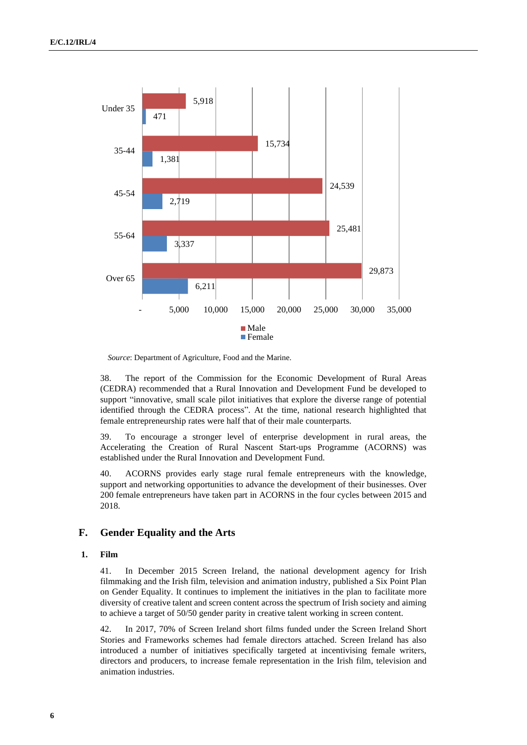| Age group | Male | Female |
|---|---|---|
| Under 35 | 5,918 | 471 |
| 35-44 | 15,734 | 1,381 |
| 45-54 | 24,539 | 2,719 |
| 55-64 | 25,481 | 3,337 |
| Over 65 | 29,873 | 6,211 |

*Source*: Department of Agriculture, Food and the Marine.

38. The report of the Commission for the Economic Development of Rural Areas (CEDRA) recommended that a Rural Innovation and Development Fund be developed to support "innovative, small scale pilot initiatives that explore the diverse range of potential identified through the CEDRA process". At the time, national research highlighted that female entrepreneurship rates were half that of their male counterparts.

39. To encourage a stronger level of enterprise development in rural areas, the Accelerating the Creation of Rural Nascent Start-ups Programme (ACORNS) was established under the Rural Innovation and Development Fund.

40. ACORNS provides early stage rural female entrepreneurs with the knowledge, support and networking opportunities to advance the development of their businesses. Over 200 female entrepreneurs have taken part in ACORNS in the four cycles between 2015 and 2018.

## F. Gender Equality and the Arts

### 1. Film

41. In December 2015 Screen Ireland, the national development agency for Irish filmmaking and the Irish film, television and animation industry, published a Six Point Plan on Gender Equality. It continues to implement the initiatives in the plan to facilitate more diversity of creative talent and screen content across the spectrum of Irish society and aiming to achieve a target of 50/50 gender parity in creative talent working in screen content.

42. In 2017, 70% of Screen Ireland short films funded under the Screen Ireland Short Stories and Frameworks schemes had female directors attached. Screen Ireland has also introduced a number of initiatives specifically targeted at incentivising female writers, directors and producers, to increase female representation in the Irish film, television and animation industries.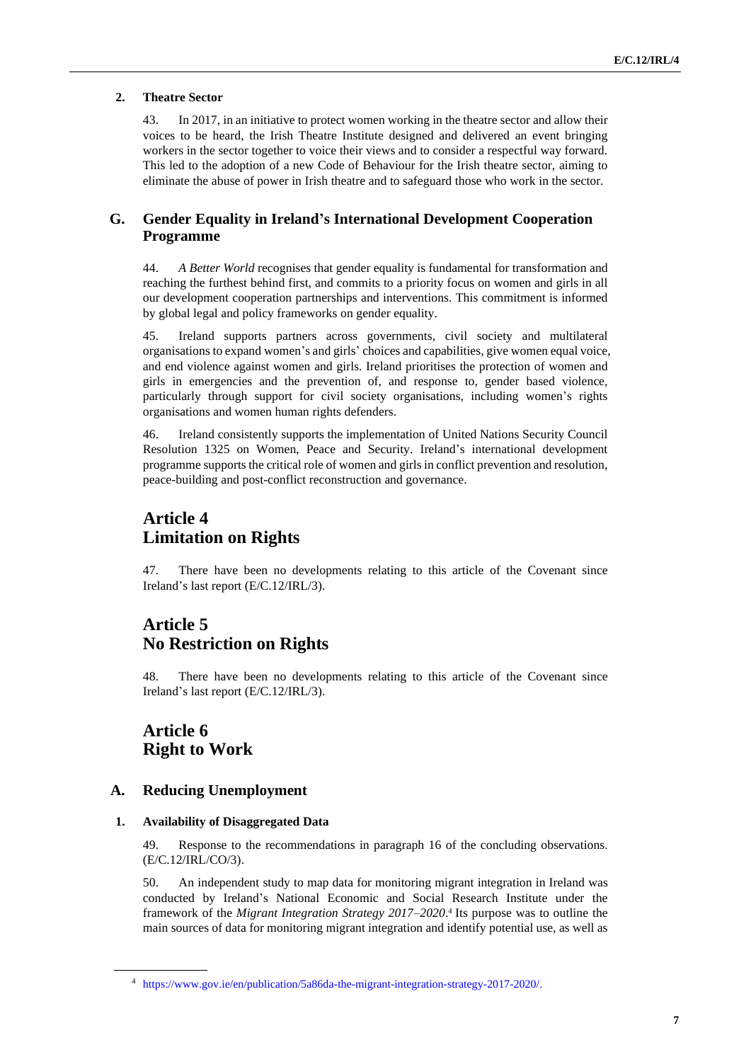### 2. Theatre Sector

43. In 2017, in an initiative to protect women working in the theatre sector and allow their voices to be heard, the Irish Theatre Institute designed and delivered an event bringing workers in the sector together to voice their views and to consider a respectful way forward. This led to the adoption of a new Code of Behaviour for the Irish theatre sector, aiming to eliminate the abuse of power in Irish theatre and to safeguard those who work in the sector.

## G. Gender Equality in Ireland's International Development Cooperation Programme

44. *A Better World* recognises that gender equality is fundamental for transformation and reaching the furthest behind first, and commits to a priority focus on women and girls in all our development cooperation partnerships and interventions. This commitment is informed by global legal and policy frameworks on gender equality.

45. Ireland supports partners across governments, civil society and multilateral organisations to expand women's and girls' choices and capabilities, give women equal voice, and end violence against women and girls. Ireland prioritises the protection of women and girls in emergencies and the prevention of, and response to, gender based violence, particularly through support for civil society organisations, including women's rights organisations and women human rights defenders.

46. Ireland consistently supports the implementation of United Nations Security Council Resolution 1325 on Women, Peace and Security. Ireland's international development programme supports the critical role of women and girls in conflict prevention and resolution, peace-building and post-conflict reconstruction and governance.

# Article 4
# Limitation on Rights

47. There have been no developments relating to this article of the Covenant since Ireland's last report (E/C.12/IRL/3).

# Article 5
# No Restriction on Rights

48. There have been no developments relating to this article of the Covenant since Ireland's last report (E/C.12/IRL/3).

# Article 6
# Right to Work

## A. Reducing Unemployment

### 1. Availability of Disaggregated Data

49. Response to the recommendations in paragraph 16 of the concluding observations. (E/C.12/IRL/CO/3).

50. An independent study to map data for monitoring migrant integration in Ireland was conducted by Ireland's National Economic and Social Research Institute under the framework of the *Migrant Integration Strategy 2017–2020*.[4] Its purpose was to outline the main sources of data for monitoring migrant integration and identify potential use, as well as

[4] https://www.gov.ie/en/publication/5a86da-the-migrant-integration-strategy-2017-2020/.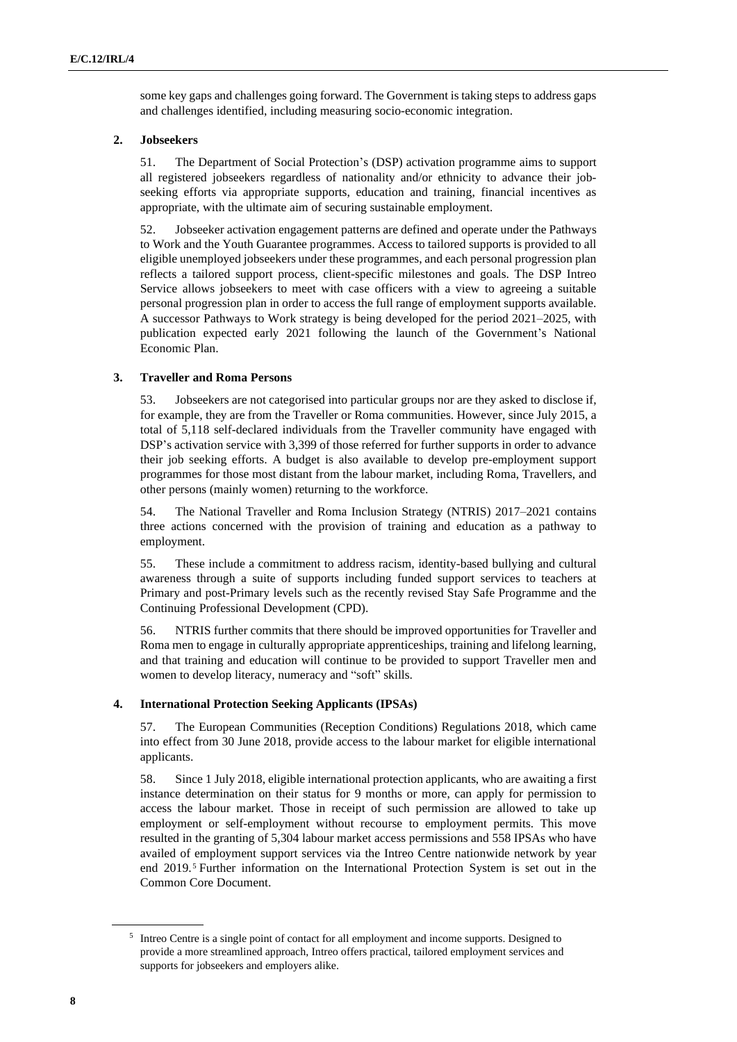some key gaps and challenges going forward. The Government is taking steps to address gaps and challenges identified, including measuring socio-economic integration.

### 2. Jobseekers

51. The Department of Social Protection's (DSP) activation programme aims to support all registered jobseekers regardless of nationality and/or ethnicity to advance their job-seeking efforts via appropriate supports, education and training, financial incentives as appropriate, with the ultimate aim of securing sustainable employment.

52. Jobseeker activation engagement patterns are defined and operate under the Pathways to Work and the Youth Guarantee programmes. Access to tailored supports is provided to all eligible unemployed jobseekers under these programmes, and each personal progression plan reflects a tailored support process, client-specific milestones and goals. The DSP Intreo Service allows jobseekers to meet with case officers with a view to agreeing a suitable personal progression plan in order to access the full range of employment supports available. A successor Pathways to Work strategy is being developed for the period 2021–2025, with publication expected early 2021 following the launch of the Government's National Economic Plan.

### 3. Traveller and Roma Persons

53. Jobseekers are not categorised into particular groups nor are they asked to disclose if, for example, they are from the Traveller or Roma communities. However, since July 2015, a total of 5,118 self-declared individuals from the Traveller community have engaged with DSP's activation service with 3,399 of those referred for further supports in order to advance their job seeking efforts. A budget is also available to develop pre-employment support programmes for those most distant from the labour market, including Roma, Travellers, and other persons (mainly women) returning to the workforce.

54. The National Traveller and Roma Inclusion Strategy (NTRIS) 2017–2021 contains three actions concerned with the provision of training and education as a pathway to employment.

55. These include a commitment to address racism, identity-based bullying and cultural awareness through a suite of supports including funded support services to teachers at Primary and post-Primary levels such as the recently revised Stay Safe Programme and the Continuing Professional Development (CPD).

56. NTRIS further commits that there should be improved opportunities for Traveller and Roma men to engage in culturally appropriate apprenticeships, training and lifelong learning, and that training and education will continue to be provided to support Traveller men and women to develop literacy, numeracy and "soft" skills.

### 4. International Protection Seeking Applicants (IPSAs)

57. The European Communities (Reception Conditions) Regulations 2018, which came into effect from 30 June 2018, provide access to the labour market for eligible international applicants.

58. Since 1 July 2018, eligible international protection applicants, who are awaiting a first instance determination on their status for 9 months or more, can apply for permission to access the labour market. Those in receipt of such permission are allowed to take up employment or self-employment without recourse to employment permits. This move resulted in the granting of 5,304 labour market access permissions and 558 IPSAs who have availed of employment support services via the Intreo Centre nationwide network by year end 2019.[5] Further information on the International Protection System is set out in the Common Core Document.

[5] Intreo Centre is a single point of contact for all employment and income supports. Designed to provide a more streamlined approach, Intreo offers practical, tailored employment services and supports for jobseekers and employers alike.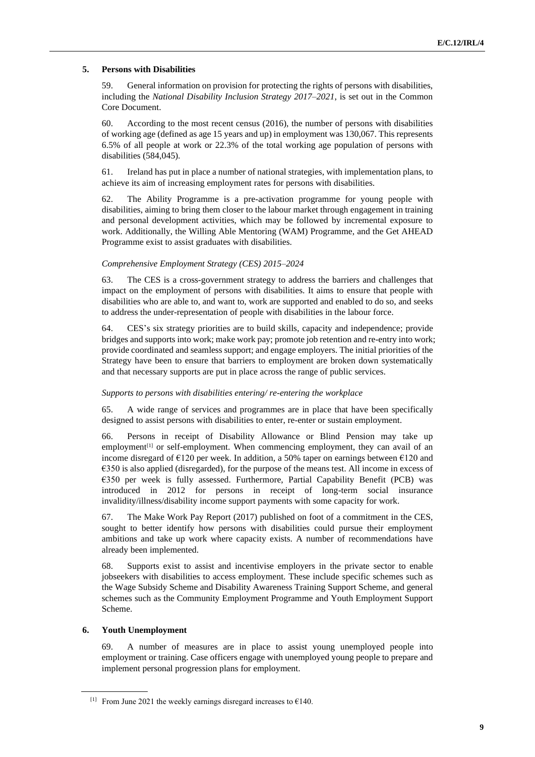### 5. Persons with Disabilities

59. General information on provision for protecting the rights of persons with disabilities, including the *National Disability Inclusion Strategy 2017–2021*, is set out in the Common Core Document.

60. According to the most recent census (2016), the number of persons with disabilities of working age (defined as age 15 years and up) in employment was 130,067. This represents 6.5% of all people at work or 22.3% of the total working age population of persons with disabilities (584,045).

61. Ireland has put in place a number of national strategies, with implementation plans, to achieve its aim of increasing employment rates for persons with disabilities.

62. The Ability Programme is a pre-activation programme for young people with disabilities, aiming to bring them closer to the labour market through engagement in training and personal development activities, which may be followed by incremental exposure to work. Additionally, the Willing Able Mentoring (WAM) Programme, and the Get AHEAD Programme exist to assist graduates with disabilities.

*Comprehensive Employment Strategy (CES) 2015–2024*

63. The CES is a cross-government strategy to address the barriers and challenges that impact on the employment of persons with disabilities. It aims to ensure that people with disabilities who are able to, and want to, work are supported and enabled to do so, and seeks to address the under-representation of people with disabilities in the labour force.

64. CES's six strategy priorities are to build skills, capacity and independence; provide bridges and supports into work; make work pay; promote job retention and re-entry into work; provide coordinated and seamless support; and engage employers. The initial priorities of the Strategy have been to ensure that barriers to employment are broken down systematically and that necessary supports are put in place across the range of public services.

*Supports to persons with disabilities entering/ re-entering the workplace*

65. A wide range of services and programmes are in place that have been specifically designed to assist persons with disabilities to enter, re-enter or sustain employment.

66. Persons in receipt of Disability Allowance or Blind Pension may take up employment[1] or self-employment. When commencing employment, they can avail of an income disregard of €120 per week. In addition, a 50% taper on earnings between €120 and €350 is also applied (disregarded), for the purpose of the means test. All income in excess of €350 per week is fully assessed. Furthermore, Partial Capability Benefit (PCB) was introduced in 2012 for persons in receipt of long-term social insurance invalidity/illness/disability income support payments with some capacity for work.

67. The Make Work Pay Report (2017) published on foot of a commitment in the CES, sought to better identify how persons with disabilities could pursue their employment ambitions and take up work where capacity exists. A number of recommendations have already been implemented.

68. Supports exist to assist and incentivise employers in the private sector to enable jobseekers with disabilities to access employment. These include specific schemes such as the Wage Subsidy Scheme and Disability Awareness Training Support Scheme, and general schemes such as the Community Employment Programme and Youth Employment Support Scheme.

### 6. Youth Unemployment

69. A number of measures are in place to assist young unemployed people into employment or training. Case officers engage with unemployed young people to prepare and implement personal progression plans for employment.

[1] From June 2021 the weekly earnings disregard increases to €140.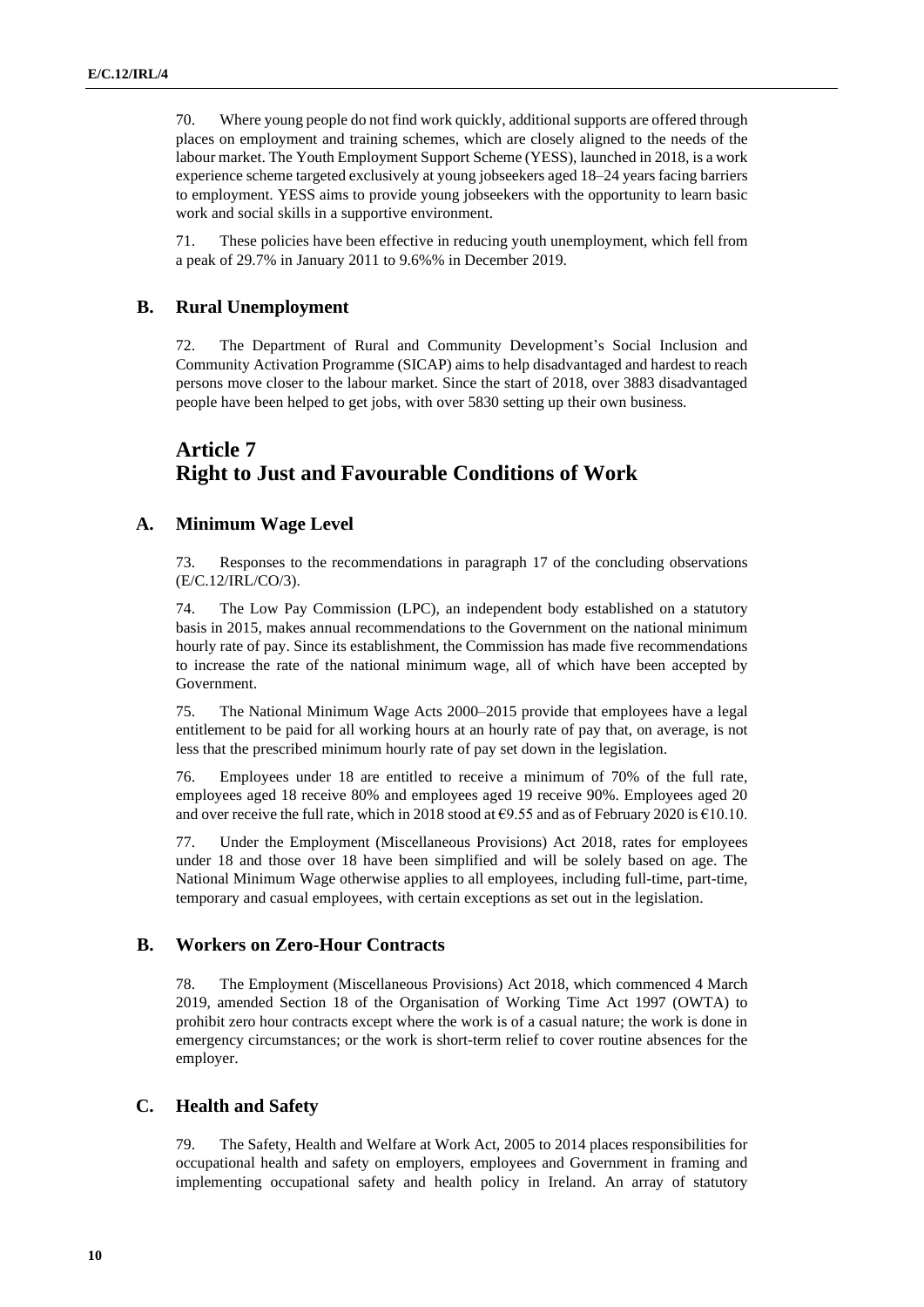70. Where young people do not find work quickly, additional supports are offered through places on employment and training schemes, which are closely aligned to the needs of the labour market. The Youth Employment Support Scheme (YESS), launched in 2018, is a work experience scheme targeted exclusively at young jobseekers aged 18–24 years facing barriers to employment. YESS aims to provide young jobseekers with the opportunity to learn basic work and social skills in a supportive environment.

71. These policies have been effective in reducing youth unemployment, which fell from a peak of 29.7% in January 2011 to 9.6%% in December 2019.

## B. Rural Unemployment

72. The Department of Rural and Community Development's Social Inclusion and Community Activation Programme (SICAP) aims to help disadvantaged and hardest to reach persons move closer to the labour market. Since the start of 2018, over 3883 disadvantaged people have been helped to get jobs, with over 5830 setting up their own business.

# Article 7
# Right to Just and Favourable Conditions of Work

## A. Minimum Wage Level

73. Responses to the recommendations in paragraph 17 of the concluding observations (E/C.12/IRL/CO/3).

74. The Low Pay Commission (LPC), an independent body established on a statutory basis in 2015, makes annual recommendations to the Government on the national minimum hourly rate of pay. Since its establishment, the Commission has made five recommendations to increase the rate of the national minimum wage, all of which have been accepted by Government.

75. The National Minimum Wage Acts 2000–2015 provide that employees have a legal entitlement to be paid for all working hours at an hourly rate of pay that, on average, is not less that the prescribed minimum hourly rate of pay set down in the legislation.

76. Employees under 18 are entitled to receive a minimum of 70% of the full rate, employees aged 18 receive 80% and employees aged 19 receive 90%. Employees aged 20 and over receive the full rate, which in 2018 stood at €9.55 and as of February 2020 is €10.10.

77. Under the Employment (Miscellaneous Provisions) Act 2018, rates for employees under 18 and those over 18 have been simplified and will be solely based on age. The National Minimum Wage otherwise applies to all employees, including full-time, part-time, temporary and casual employees, with certain exceptions as set out in the legislation.

## B. Workers on Zero-Hour Contracts

78. The Employment (Miscellaneous Provisions) Act 2018, which commenced 4 March 2019, amended Section 18 of the Organisation of Working Time Act 1997 (OWTA) to prohibit zero hour contracts except where the work is of a casual nature; the work is done in emergency circumstances; or the work is short-term relief to cover routine absences for the employer.

## C. Health and Safety

79. The Safety, Health and Welfare at Work Act, 2005 to 2014 places responsibilities for occupational health and safety on employers, employees and Government in framing and implementing occupational safety and health policy in Ireland. An array of statutory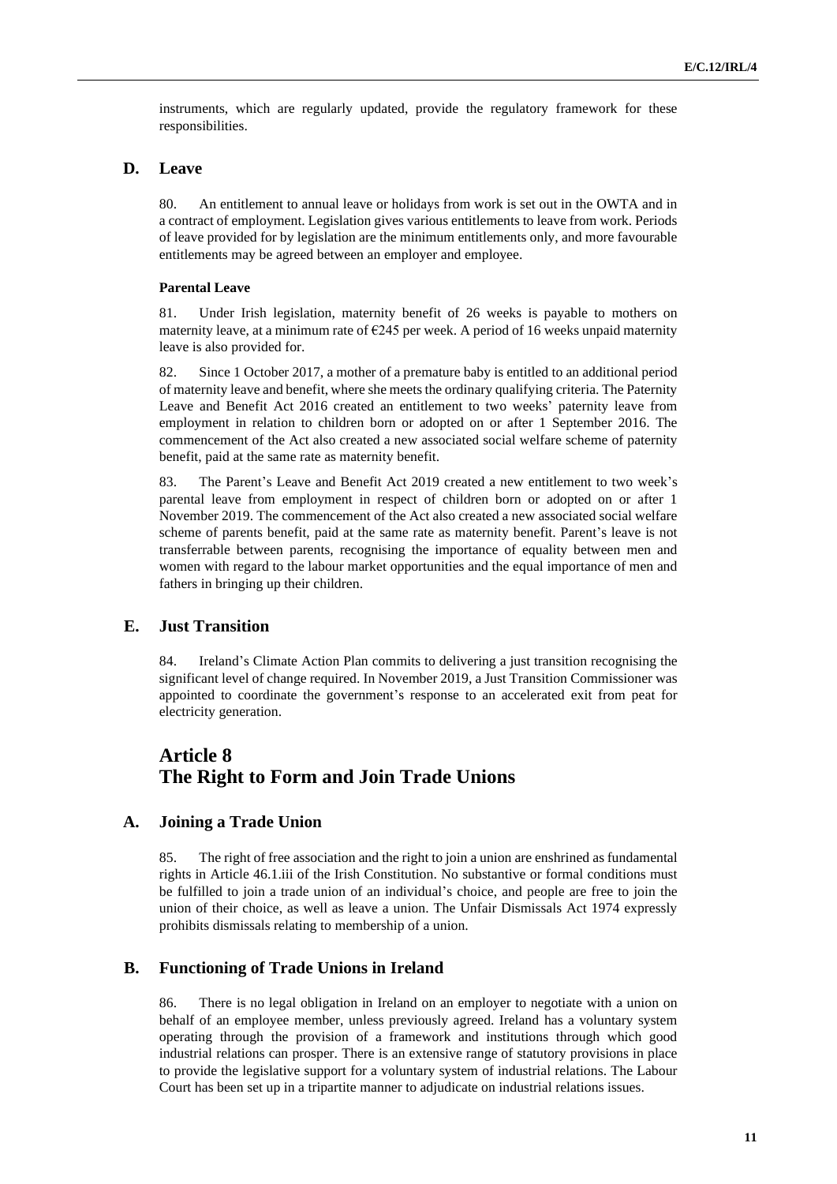instruments, which are regularly updated, provide the regulatory framework for these responsibilities.

## D. Leave

80. An entitlement to annual leave or holidays from work is set out in the OWTA and in a contract of employment. Legislation gives various entitlements to leave from work. Periods of leave provided for by legislation are the minimum entitlements only, and more favourable entitlements may be agreed between an employer and employee.

**Parental Leave**

81. Under Irish legislation, maternity benefit of 26 weeks is payable to mothers on maternity leave, at a minimum rate of €245 per week. A period of 16 weeks unpaid maternity leave is also provided for.

82. Since 1 October 2017, a mother of a premature baby is entitled to an additional period of maternity leave and benefit, where she meets the ordinary qualifying criteria. The Paternity Leave and Benefit Act 2016 created an entitlement to two weeks' paternity leave from employment in relation to children born or adopted on or after 1 September 2016. The commencement of the Act also created a new associated social welfare scheme of paternity benefit, paid at the same rate as maternity benefit.

83. The Parent's Leave and Benefit Act 2019 created a new entitlement to two week's parental leave from employment in respect of children born or adopted on or after 1 November 2019. The commencement of the Act also created a new associated social welfare scheme of parents benefit, paid at the same rate as maternity benefit. Parent's leave is not transferrable between parents, recognising the importance of equality between men and women with regard to the labour market opportunities and the equal importance of men and fathers in bringing up their children.

## E. Just Transition

84. Ireland's Climate Action Plan commits to delivering a just transition recognising the significant level of change required. In November 2019, a Just Transition Commissioner was appointed to coordinate the government's response to an accelerated exit from peat for electricity generation.

# Article 8
# The Right to Form and Join Trade Unions

## A. Joining a Trade Union

85. The right of free association and the right to join a union are enshrined as fundamental rights in Article 46.1.iii of the Irish Constitution. No substantive or formal conditions must be fulfilled to join a trade union of an individual's choice, and people are free to join the union of their choice, as well as leave a union. The Unfair Dismissals Act 1974 expressly prohibits dismissals relating to membership of a union.

## B. Functioning of Trade Unions in Ireland

86. There is no legal obligation in Ireland on an employer to negotiate with a union on behalf of an employee member, unless previously agreed. Ireland has a voluntary system operating through the provision of a framework and institutions through which good industrial relations can prosper. There is an extensive range of statutory provisions in place to provide the legislative support for a voluntary system of industrial relations. The Labour Court has been set up in a tripartite manner to adjudicate on industrial relations issues.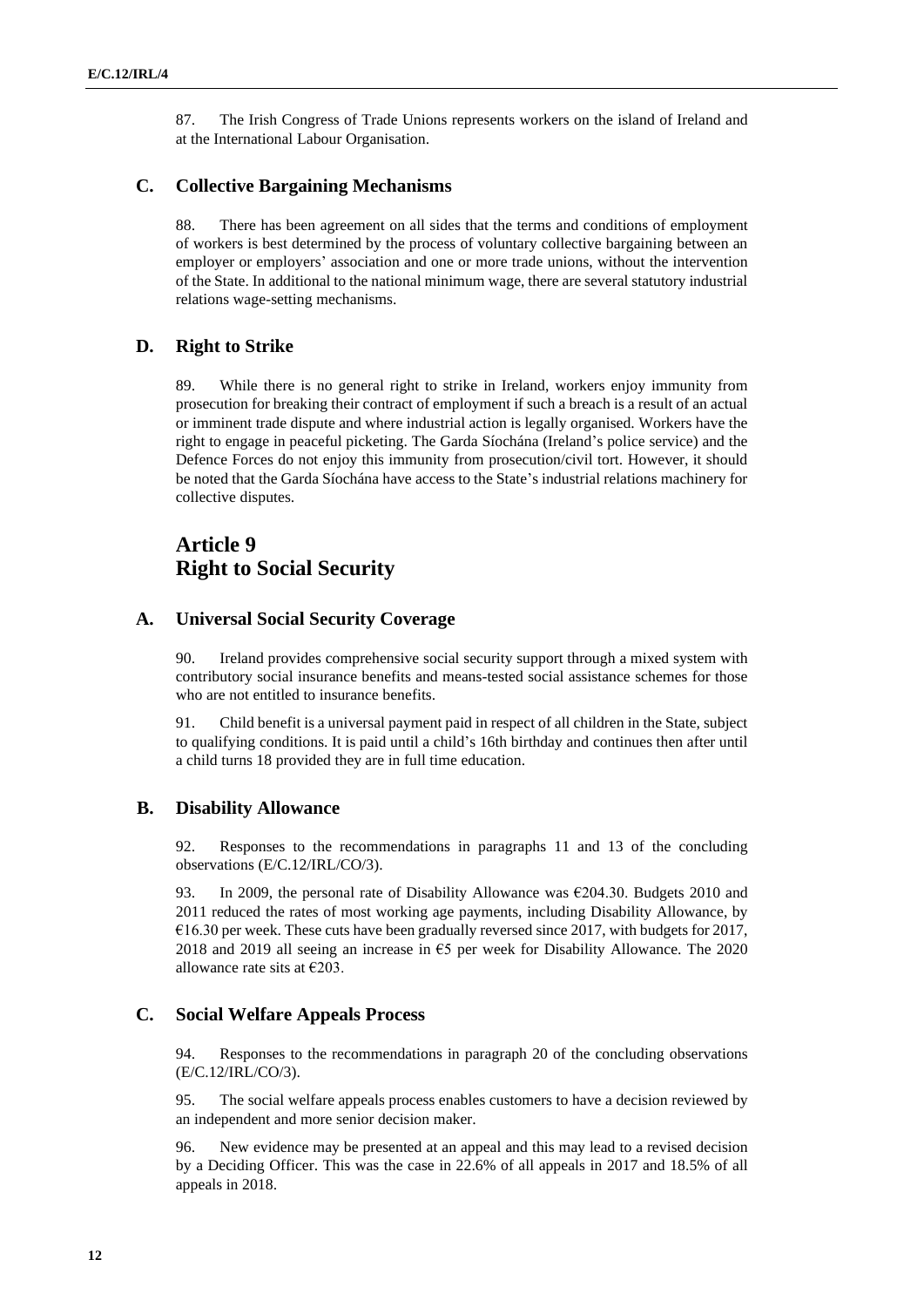87. The Irish Congress of Trade Unions represents workers on the island of Ireland and at the International Labour Organisation.

### C. Collective Bargaining Mechanisms

88. There has been agreement on all sides that the terms and conditions of employment of workers is best determined by the process of voluntary collective bargaining between an employer or employers' association and one or more trade unions, without the intervention of the State. In additional to the national minimum wage, there are several statutory industrial relations wage-setting mechanisms.

### D. Right to Strike

89. While there is no general right to strike in Ireland, workers enjoy immunity from prosecution for breaking their contract of employment if such a breach is a result of an actual or imminent trade dispute and where industrial action is legally organised. Workers have the right to engage in peaceful picketing. The Garda Síochána (Ireland's police service) and the Defence Forces do not enjoy this immunity from prosecution/civil tort. However, it should be noted that the Garda Síochána have access to the State's industrial relations machinery for collective disputes.

## Article 9
## Right to Social Security

### A. Universal Social Security Coverage

90. Ireland provides comprehensive social security support through a mixed system with contributory social insurance benefits and means-tested social assistance schemes for those who are not entitled to insurance benefits.

91. Child benefit is a universal payment paid in respect of all children in the State, subject to qualifying conditions. It is paid until a child's 16th birthday and continues then after until a child turns 18 provided they are in full time education.

### B. Disability Allowance

92. Responses to the recommendations in paragraphs 11 and 13 of the concluding observations (E/C.12/IRL/CO/3).

93. In 2009, the personal rate of Disability Allowance was €204.30. Budgets 2010 and 2011 reduced the rates of most working age payments, including Disability Allowance, by €16.30 per week. These cuts have been gradually reversed since 2017, with budgets for 2017, 2018 and 2019 all seeing an increase in €5 per week for Disability Allowance. The 2020 allowance rate sits at €203.

### C. Social Welfare Appeals Process

94. Responses to the recommendations in paragraph 20 of the concluding observations (E/C.12/IRL/CO/3).

95. The social welfare appeals process enables customers to have a decision reviewed by an independent and more senior decision maker.

96. New evidence may be presented at an appeal and this may lead to a revised decision by a Deciding Officer. This was the case in 22.6% of all appeals in 2017 and 18.5% of all appeals in 2018.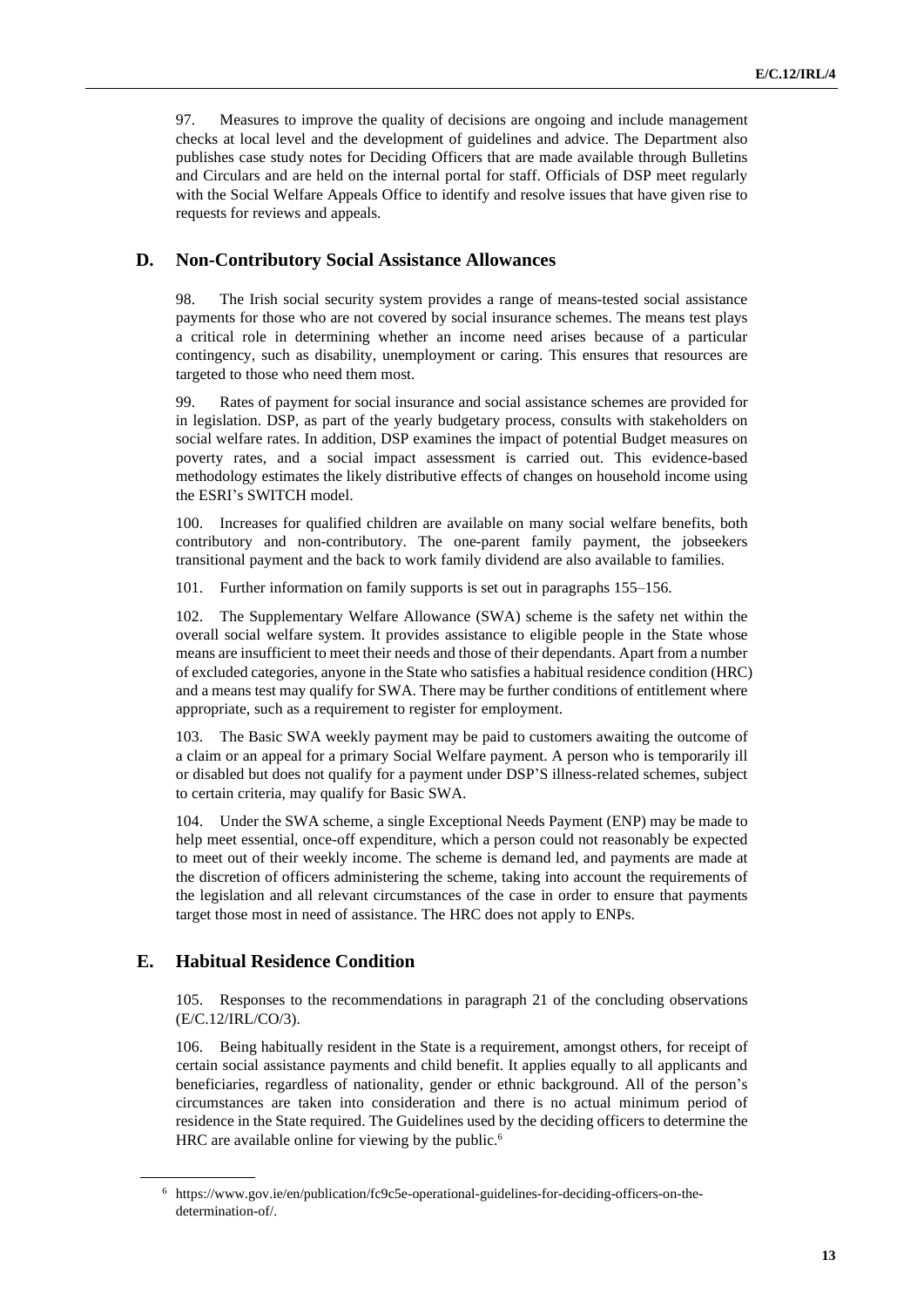97. Measures to improve the quality of decisions are ongoing and include management checks at local level and the development of guidelines and advice. The Department also publishes case study notes for Deciding Officers that are made available through Bulletins and Circulars and are held on the internal portal for staff. Officials of DSP meet regularly with the Social Welfare Appeals Office to identify and resolve issues that have given rise to requests for reviews and appeals.

## D. Non-Contributory Social Assistance Allowances

98. The Irish social security system provides a range of means-tested social assistance payments for those who are not covered by social insurance schemes. The means test plays a critical role in determining whether an income need arises because of a particular contingency, such as disability, unemployment or caring. This ensures that resources are targeted to those who need them most.

99. Rates of payment for social insurance and social assistance schemes are provided for in legislation. DSP, as part of the yearly budgetary process, consults with stakeholders on social welfare rates. In addition, DSP examines the impact of potential Budget measures on poverty rates, and a social impact assessment is carried out. This evidence-based methodology estimates the likely distributive effects of changes on household income using the ESRI's SWITCH model.

100. Increases for qualified children are available on many social welfare benefits, both contributory and non-contributory. The one-parent family payment, the jobseekers transitional payment and the back to work family dividend are also available to families.

101. Further information on family supports is set out in paragraphs 155–156.

102. The Supplementary Welfare Allowance (SWA) scheme is the safety net within the overall social welfare system. It provides assistance to eligible people in the State whose means are insufficient to meet their needs and those of their dependants. Apart from a number of excluded categories, anyone in the State who satisfies a habitual residence condition (HRC) and a means test may qualify for SWA. There may be further conditions of entitlement where appropriate, such as a requirement to register for employment.

103. The Basic SWA weekly payment may be paid to customers awaiting the outcome of a claim or an appeal for a primary Social Welfare payment. A person who is temporarily ill or disabled but does not qualify for a payment under DSP'S illness-related schemes, subject to certain criteria, may qualify for Basic SWA.

104. Under the SWA scheme, a single Exceptional Needs Payment (ENP) may be made to help meet essential, once-off expenditure, which a person could not reasonably be expected to meet out of their weekly income. The scheme is demand led, and payments are made at the discretion of officers administering the scheme, taking into account the requirements of the legislation and all relevant circumstances of the case in order to ensure that payments target those most in need of assistance. The HRC does not apply to ENPs.

## E. Habitual Residence Condition

105. Responses to the recommendations in paragraph 21 of the concluding observations (E/C.12/IRL/CO/3).

106. Being habitually resident in the State is a requirement, amongst others, for receipt of certain social assistance payments and child benefit. It applies equally to all applicants and beneficiaries, regardless of nationality, gender or ethnic background. All of the person's circumstances are taken into consideration and there is no actual minimum period of residence in the State required. The Guidelines used by the deciding officers to determine the HRC are available online for viewing by the public.[6]

[6] https://www.gov.ie/en/publication/fc9c5e-operational-guidelines-for-deciding-officers-on-the-determination-of/.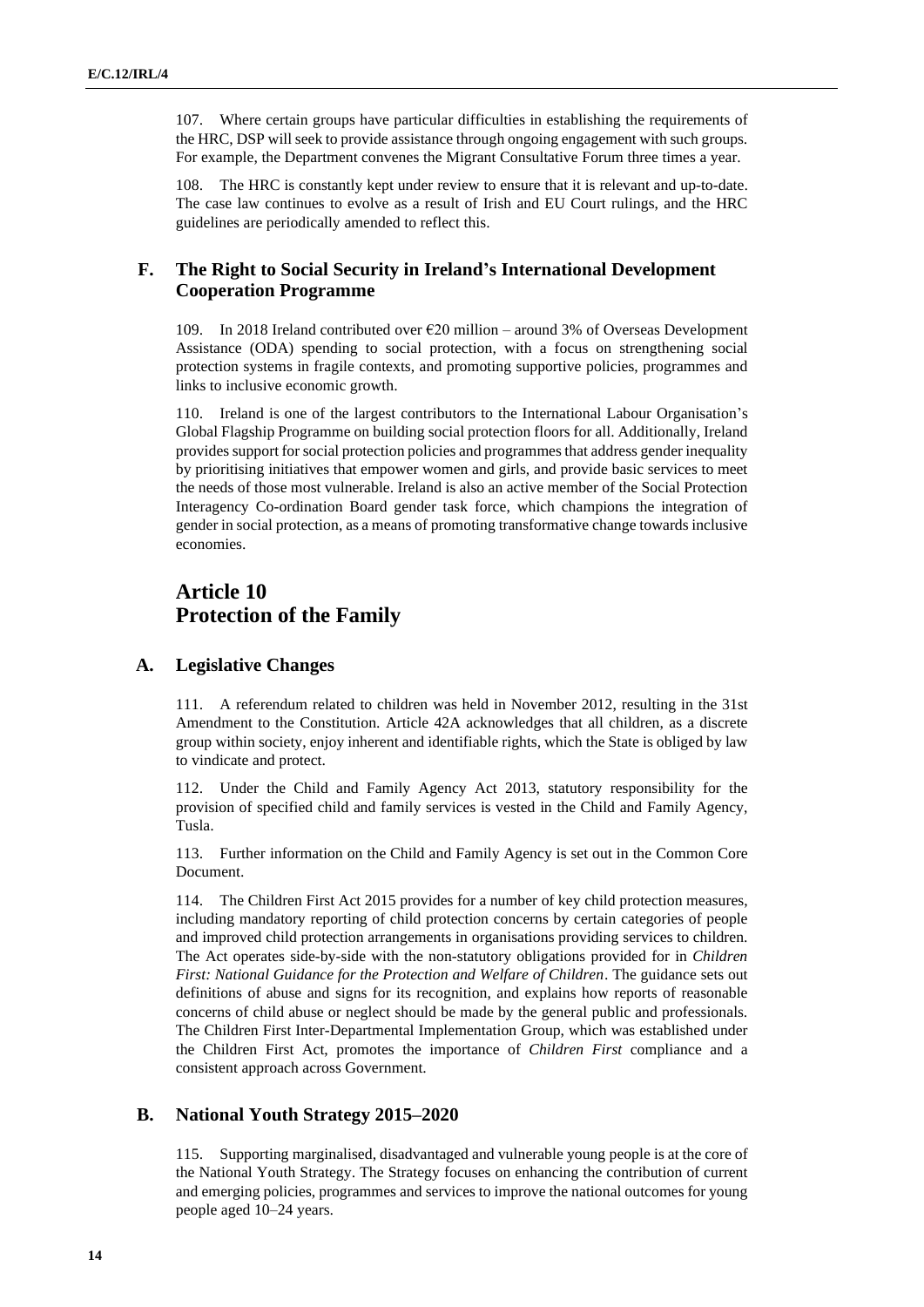107. Where certain groups have particular difficulties in establishing the requirements of the HRC, DSP will seek to provide assistance through ongoing engagement with such groups. For example, the Department convenes the Migrant Consultative Forum three times a year.

108. The HRC is constantly kept under review to ensure that it is relevant and up-to-date. The case law continues to evolve as a result of Irish and EU Court rulings, and the HRC guidelines are periodically amended to reflect this.

### F. The Right to Social Security in Ireland's International Development Cooperation Programme

109. In 2018 Ireland contributed over €20 million – around 3% of Overseas Development Assistance (ODA) spending to social protection, with a focus on strengthening social protection systems in fragile contexts, and promoting supportive policies, programmes and links to inclusive economic growth.

110. Ireland is one of the largest contributors to the International Labour Organisation's Global Flagship Programme on building social protection floors for all. Additionally, Ireland provides support for social protection policies and programmes that address gender inequality by prioritising initiatives that empower women and girls, and provide basic services to meet the needs of those most vulnerable. Ireland is also an active member of the Social Protection Interagency Co-ordination Board gender task force, which champions the integration of gender in social protection, as a means of promoting transformative change towards inclusive economies.

## Article 10 Protection of the Family

### A. Legislative Changes

111. A referendum related to children was held in November 2012, resulting in the 31st Amendment to the Constitution. Article 42A acknowledges that all children, as a discrete group within society, enjoy inherent and identifiable rights, which the State is obliged by law to vindicate and protect.

112. Under the Child and Family Agency Act 2013, statutory responsibility for the provision of specified child and family services is vested in the Child and Family Agency, Tusla.

113. Further information on the Child and Family Agency is set out in the Common Core Document.

114. The Children First Act 2015 provides for a number of key child protection measures, including mandatory reporting of child protection concerns by certain categories of people and improved child protection arrangements in organisations providing services to children. The Act operates side-by-side with the non-statutory obligations provided for in *Children First: National Guidance for the Protection and Welfare of Children*. The guidance sets out definitions of abuse and signs for its recognition, and explains how reports of reasonable concerns of child abuse or neglect should be made by the general public and professionals. The Children First Inter-Departmental Implementation Group, which was established under the Children First Act, promotes the importance of *Children First* compliance and a consistent approach across Government.

### B. National Youth Strategy 2015–2020

115. Supporting marginalised, disadvantaged and vulnerable young people is at the core of the National Youth Strategy. The Strategy focuses on enhancing the contribution of current and emerging policies, programmes and services to improve the national outcomes for young people aged 10–24 years.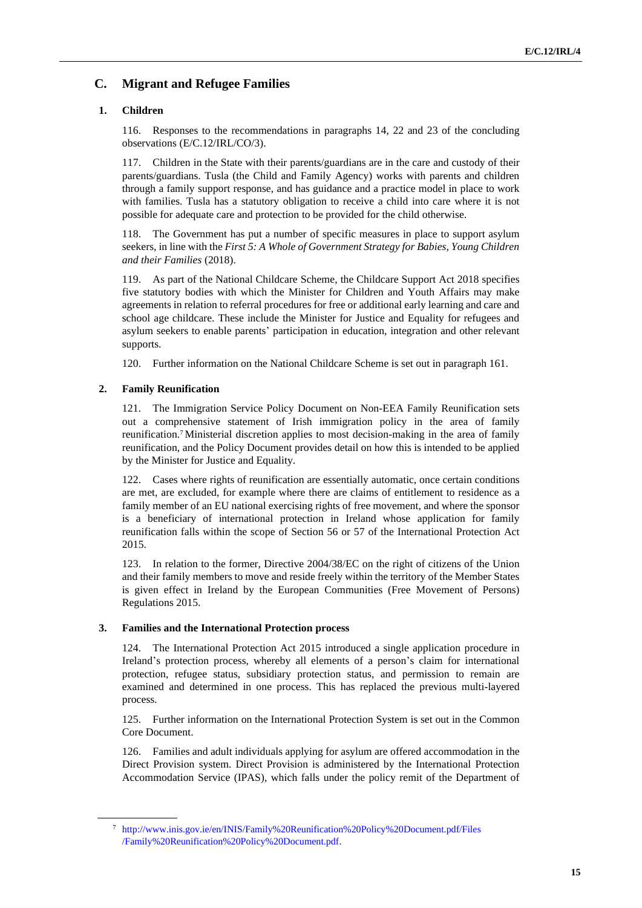## C. Migrant and Refugee Families

### 1. Children

116. Responses to the recommendations in paragraphs 14, 22 and 23 of the concluding observations (E/C.12/IRL/CO/3).

117. Children in the State with their parents/guardians are in the care and custody of their parents/guardians. Tusla (the Child and Family Agency) works with parents and children through a family support response, and has guidance and a practice model in place to work with families. Tusla has a statutory obligation to receive a child into care where it is not possible for adequate care and protection to be provided for the child otherwise.

118. The Government has put a number of specific measures in place to support asylum seekers, in line with the *First 5: A Whole of Government Strategy for Babies, Young Children and their Families* (2018).

119. As part of the National Childcare Scheme, the Childcare Support Act 2018 specifies five statutory bodies with which the Minister for Children and Youth Affairs may make agreements in relation to referral procedures for free or additional early learning and care and school age childcare. These include the Minister for Justice and Equality for refugees and asylum seekers to enable parents' participation in education, integration and other relevant supports.

120. Further information on the National Childcare Scheme is set out in paragraph 161.

### 2. Family Reunification

121. The Immigration Service Policy Document on Non-EEA Family Reunification sets out a comprehensive statement of Irish immigration policy in the area of family reunification.[7] Ministerial discretion applies to most decision-making in the area of family reunification, and the Policy Document provides detail on how this is intended to be applied by the Minister for Justice and Equality.

122. Cases where rights of reunification are essentially automatic, once certain conditions are met, are excluded, for example where there are claims of entitlement to residence as a family member of an EU national exercising rights of free movement, and where the sponsor is a beneficiary of international protection in Ireland whose application for family reunification falls within the scope of Section 56 or 57 of the International Protection Act 2015.

123. In relation to the former, Directive 2004/38/EC on the right of citizens of the Union and their family members to move and reside freely within the territory of the Member States is given effect in Ireland by the European Communities (Free Movement of Persons) Regulations 2015.

### 3. Families and the International Protection process

124. The International Protection Act 2015 introduced a single application procedure in Ireland's protection process, whereby all elements of a person's claim for international protection, refugee status, subsidiary protection status, and permission to remain are examined and determined in one process. This has replaced the previous multi-layered process.

125. Further information on the International Protection System is set out in the Common Core Document.

126. Families and adult individuals applying for asylum are offered accommodation in the Direct Provision system. Direct Provision is administered by the International Protection Accommodation Service (IPAS), which falls under the policy remit of the Department of

---

[7] http://www.inis.gov.ie/en/INIS/Family%20Reunification%20Policy%20Document.pdf/Files/Family%20Reunification%20Policy%20Document.pdf.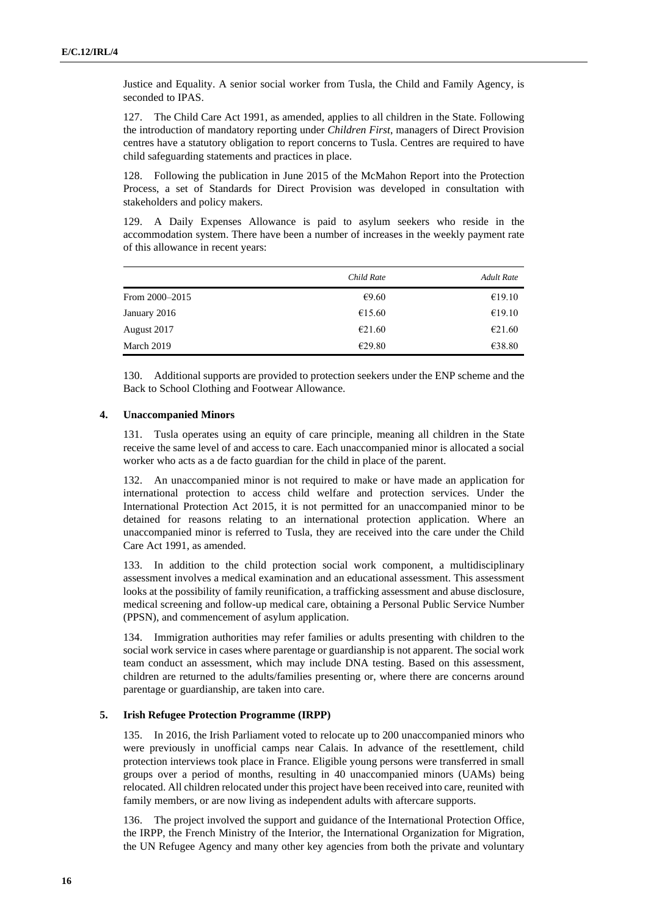Justice and Equality. A senior social worker from Tusla, the Child and Family Agency, is seconded to IPAS.

127. The Child Care Act 1991, as amended, applies to all children in the State. Following the introduction of mandatory reporting under *Children First*, managers of Direct Provision centres have a statutory obligation to report concerns to Tusla. Centres are required to have child safeguarding statements and practices in place.

128. Following the publication in June 2015 of the McMahon Report into the Protection Process, a set of Standards for Direct Provision was developed in consultation with stakeholders and policy makers.

129. A Daily Expenses Allowance is paid to asylum seekers who reside in the accommodation system. There have been a number of increases in the weekly payment rate of this allowance in recent years:

| | *Child Rate* | *Adult Rate* |
|---|---|---|
| From 2000–2015 | €9.60 | €19.10 |
| January 2016 | €15.60 | €19.10 |
| August 2017 | €21.60 | €21.60 |
| March 2019 | €29.80 | €38.80 |

130. Additional supports are provided to protection seekers under the ENP scheme and the Back to School Clothing and Footwear Allowance.

### 4. Unaccompanied Minors

131. Tusla operates using an equity of care principle, meaning all children in the State receive the same level of and access to care. Each unaccompanied minor is allocated a social worker who acts as a de facto guardian for the child in place of the parent.

132. An unaccompanied minor is not required to make or have made an application for international protection to access child welfare and protection services. Under the International Protection Act 2015, it is not permitted for an unaccompanied minor to be detained for reasons relating to an international protection application. Where an unaccompanied minor is referred to Tusla, they are received into the care under the Child Care Act 1991, as amended.

133. In addition to the child protection social work component, a multidisciplinary assessment involves a medical examination and an educational assessment. This assessment looks at the possibility of family reunification, a trafficking assessment and abuse disclosure, medical screening and follow-up medical care, obtaining a Personal Public Service Number (PPSN), and commencement of asylum application.

134. Immigration authorities may refer families or adults presenting with children to the social work service in cases where parentage or guardianship is not apparent. The social work team conduct an assessment, which may include DNA testing. Based on this assessment, children are returned to the adults/families presenting or, where there are concerns around parentage or guardianship, are taken into care.

### 5. Irish Refugee Protection Programme (IRPP)

135. In 2016, the Irish Parliament voted to relocate up to 200 unaccompanied minors who were previously in unofficial camps near Calais. In advance of the resettlement, child protection interviews took place in France. Eligible young persons were transferred in small groups over a period of months, resulting in 40 unaccompanied minors (UAMs) being relocated. All children relocated under this project have been received into care, reunited with family members, or are now living as independent adults with aftercare supports.

136. The project involved the support and guidance of the International Protection Office, the IRPP, the French Ministry of the Interior, the International Organization for Migration, the UN Refugee Agency and many other key agencies from both the private and voluntary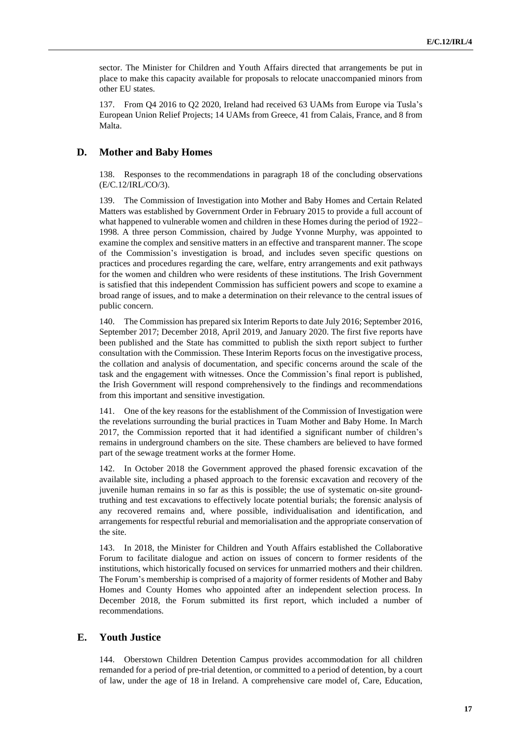sector. The Minister for Children and Youth Affairs directed that arrangements be put in place to make this capacity available for proposals to relocate unaccompanied minors from other EU states.

137. From Q4 2016 to Q2 2020, Ireland had received 63 UAMs from Europe via Tusla's European Union Relief Projects; 14 UAMs from Greece, 41 from Calais, France, and 8 from Malta.

## D. Mother and Baby Homes

138. Responses to the recommendations in paragraph 18 of the concluding observations (E/C.12/IRL/CO/3).

139. The Commission of Investigation into Mother and Baby Homes and Certain Related Matters was established by Government Order in February 2015 to provide a full account of what happened to vulnerable women and children in these Homes during the period of 1922–1998. A three person Commission, chaired by Judge Yvonne Murphy, was appointed to examine the complex and sensitive matters in an effective and transparent manner. The scope of the Commission's investigation is broad, and includes seven specific questions on practices and procedures regarding the care, welfare, entry arrangements and exit pathways for the women and children who were residents of these institutions. The Irish Government is satisfied that this independent Commission has sufficient powers and scope to examine a broad range of issues, and to make a determination on their relevance to the central issues of public concern.

140. The Commission has prepared six Interim Reports to date July 2016; September 2016, September 2017; December 2018, April 2019, and January 2020. The first five reports have been published and the State has committed to publish the sixth report subject to further consultation with the Commission. These Interim Reports focus on the investigative process, the collation and analysis of documentation, and specific concerns around the scale of the task and the engagement with witnesses. Once the Commission's final report is published, the Irish Government will respond comprehensively to the findings and recommendations from this important and sensitive investigation.

141. One of the key reasons for the establishment of the Commission of Investigation were the revelations surrounding the burial practices in Tuam Mother and Baby Home. In March 2017, the Commission reported that it had identified a significant number of children's remains in underground chambers on the site. These chambers are believed to have formed part of the sewage treatment works at the former Home.

142. In October 2018 the Government approved the phased forensic excavation of the available site, including a phased approach to the forensic excavation and recovery of the juvenile human remains in so far as this is possible; the use of systematic on-site ground-truthing and test excavations to effectively locate potential burials; the forensic analysis of any recovered remains and, where possible, individualisation and identification, and arrangements for respectful reburial and memorialisation and the appropriate conservation of the site.

143. In 2018, the Minister for Children and Youth Affairs established the Collaborative Forum to facilitate dialogue and action on issues of concern to former residents of the institutions, which historically focused on services for unmarried mothers and their children. The Forum's membership is comprised of a majority of former residents of Mother and Baby Homes and County Homes who appointed after an independent selection process. In December 2018, the Forum submitted its first report, which included a number of recommendations.

## E. Youth Justice

144. Oberstown Children Detention Campus provides accommodation for all children remanded for a period of pre-trial detention, or committed to a period of detention, by a court of law, under the age of 18 in Ireland. A comprehensive care model of, Care, Education,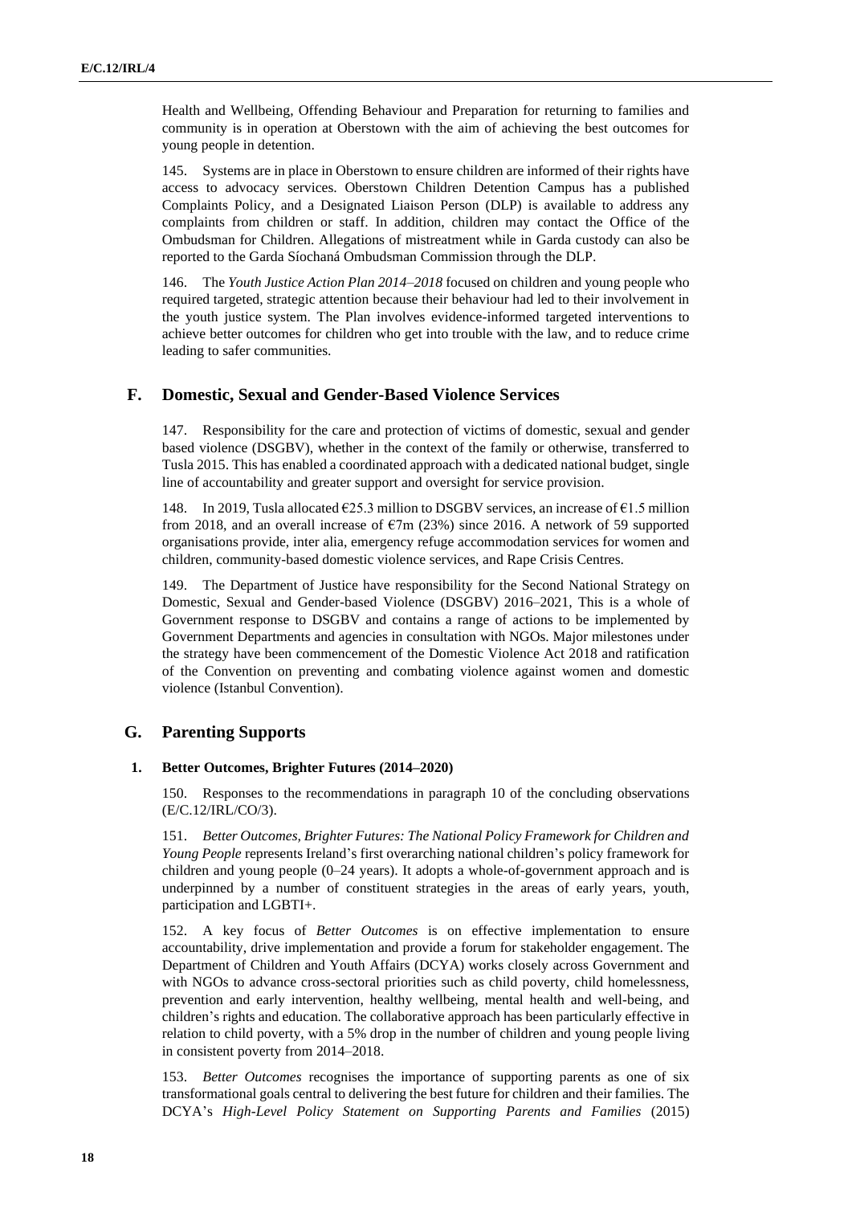Health and Wellbeing, Offending Behaviour and Preparation for returning to families and community is in operation at Oberstown with the aim of achieving the best outcomes for young people in detention.

145. Systems are in place in Oberstown to ensure children are informed of their rights have access to advocacy services. Oberstown Children Detention Campus has a published Complaints Policy, and a Designated Liaison Person (DLP) is available to address any complaints from children or staff. In addition, children may contact the Office of the Ombudsman for Children. Allegations of mistreatment while in Garda custody can also be reported to the Garda Síochaná Ombudsman Commission through the DLP.

146. The *Youth Justice Action Plan 2014–2018* focused on children and young people who required targeted, strategic attention because their behaviour had led to their involvement in the youth justice system. The Plan involves evidence-informed targeted interventions to achieve better outcomes for children who get into trouble with the law, and to reduce crime leading to safer communities.

## F. Domestic, Sexual and Gender-Based Violence Services

147. Responsibility for the care and protection of victims of domestic, sexual and gender based violence (DSGBV), whether in the context of the family or otherwise, transferred to Tusla 2015. This has enabled a coordinated approach with a dedicated national budget, single line of accountability and greater support and oversight for service provision.

148. In 2019, Tusla allocated €25.3 million to DSGBV services, an increase of €1.5 million from 2018, and an overall increase of €7m (23%) since 2016. A network of 59 supported organisations provide, inter alia, emergency refuge accommodation services for women and children, community-based domestic violence services, and Rape Crisis Centres.

149. The Department of Justice have responsibility for the Second National Strategy on Domestic, Sexual and Gender-based Violence (DSGBV) 2016–2021, This is a whole of Government response to DSGBV and contains a range of actions to be implemented by Government Departments and agencies in consultation with NGOs. Major milestones under the strategy have been commencement of the Domestic Violence Act 2018 and ratification of the Convention on preventing and combating violence against women and domestic violence (Istanbul Convention).

## G. Parenting Supports

### 1. Better Outcomes, Brighter Futures (2014–2020)

150. Responses to the recommendations in paragraph 10 of the concluding observations (E/C.12/IRL/CO/3).

151. *Better Outcomes, Brighter Futures: The National Policy Framework for Children and Young People* represents Ireland's first overarching national children's policy framework for children and young people (0–24 years). It adopts a whole-of-government approach and is underpinned by a number of constituent strategies in the areas of early years, youth, participation and LGBTI+.

152. A key focus of *Better Outcomes* is on effective implementation to ensure accountability, drive implementation and provide a forum for stakeholder engagement. The Department of Children and Youth Affairs (DCYA) works closely across Government and with NGOs to advance cross-sectoral priorities such as child poverty, child homelessness, prevention and early intervention, healthy wellbeing, mental health and well-being, and children's rights and education. The collaborative approach has been particularly effective in relation to child poverty, with a 5% drop in the number of children and young people living in consistent poverty from 2014–2018.

153. *Better Outcomes* recognises the importance of supporting parents as one of six transformational goals central to delivering the best future for children and their families. The DCYA's *High-Level Policy Statement on Supporting Parents and Families* (2015)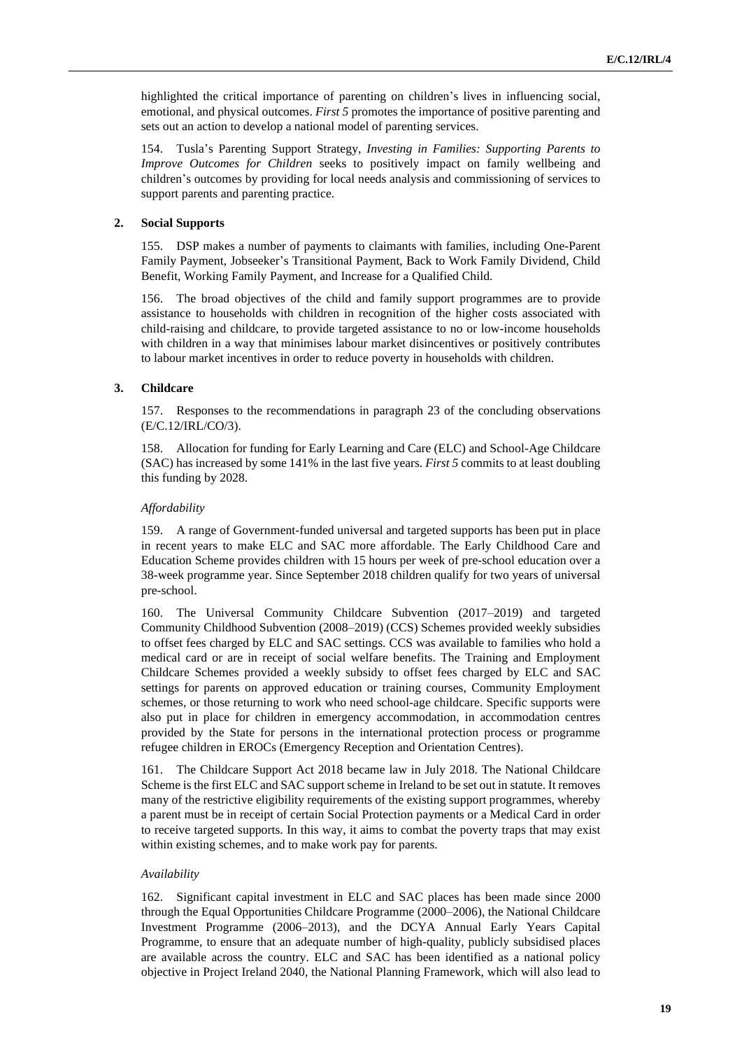highlighted the critical importance of parenting on children's lives in influencing social, emotional, and physical outcomes. *First 5* promotes the importance of positive parenting and sets out an action to develop a national model of parenting services.

154. Tusla's Parenting Support Strategy, *Investing in Families: Supporting Parents to Improve Outcomes for Children* seeks to positively impact on family wellbeing and children's outcomes by providing for local needs analysis and commissioning of services to support parents and parenting practice.

### 2. Social Supports

155. DSP makes a number of payments to claimants with families, including One-Parent Family Payment, Jobseeker's Transitional Payment, Back to Work Family Dividend, Child Benefit, Working Family Payment, and Increase for a Qualified Child.

156. The broad objectives of the child and family support programmes are to provide assistance to households with children in recognition of the higher costs associated with child-raising and childcare, to provide targeted assistance to no or low-income households with children in a way that minimises labour market disincentives or positively contributes to labour market incentives in order to reduce poverty in households with children.

### 3. Childcare

157. Responses to the recommendations in paragraph 23 of the concluding observations (E/C.12/IRL/CO/3).

158. Allocation for funding for Early Learning and Care (ELC) and School-Age Childcare (SAC) has increased by some 141% in the last five years. *First 5* commits to at least doubling this funding by 2028.

*Affordability*

159. A range of Government-funded universal and targeted supports has been put in place in recent years to make ELC and SAC more affordable. The Early Childhood Care and Education Scheme provides children with 15 hours per week of pre-school education over a 38-week programme year. Since September 2018 children qualify for two years of universal pre-school.

160. The Universal Community Childcare Subvention (2017–2019) and targeted Community Childhood Subvention (2008–2019) (CCS) Schemes provided weekly subsidies to offset fees charged by ELC and SAC settings. CCS was available to families who hold a medical card or are in receipt of social welfare benefits. The Training and Employment Childcare Schemes provided a weekly subsidy to offset fees charged by ELC and SAC settings for parents on approved education or training courses, Community Employment schemes, or those returning to work who need school-age childcare. Specific supports were also put in place for children in emergency accommodation, in accommodation centres provided by the State for persons in the international protection process or programme refugee children in EROCs (Emergency Reception and Orientation Centres).

161. The Childcare Support Act 2018 became law in July 2018. The National Childcare Scheme is the first ELC and SAC support scheme in Ireland to be set out in statute. It removes many of the restrictive eligibility requirements of the existing support programmes, whereby a parent must be in receipt of certain Social Protection payments or a Medical Card in order to receive targeted supports. In this way, it aims to combat the poverty traps that may exist within existing schemes, and to make work pay for parents.

*Availability*

162. Significant capital investment in ELC and SAC places has been made since 2000 through the Equal Opportunities Childcare Programme (2000–2006), the National Childcare Investment Programme (2006–2013), and the DCYA Annual Early Years Capital Programme, to ensure that an adequate number of high-quality, publicly subsidised places are available across the country. ELC and SAC has been identified as a national policy objective in Project Ireland 2040, the National Planning Framework, which will also lead to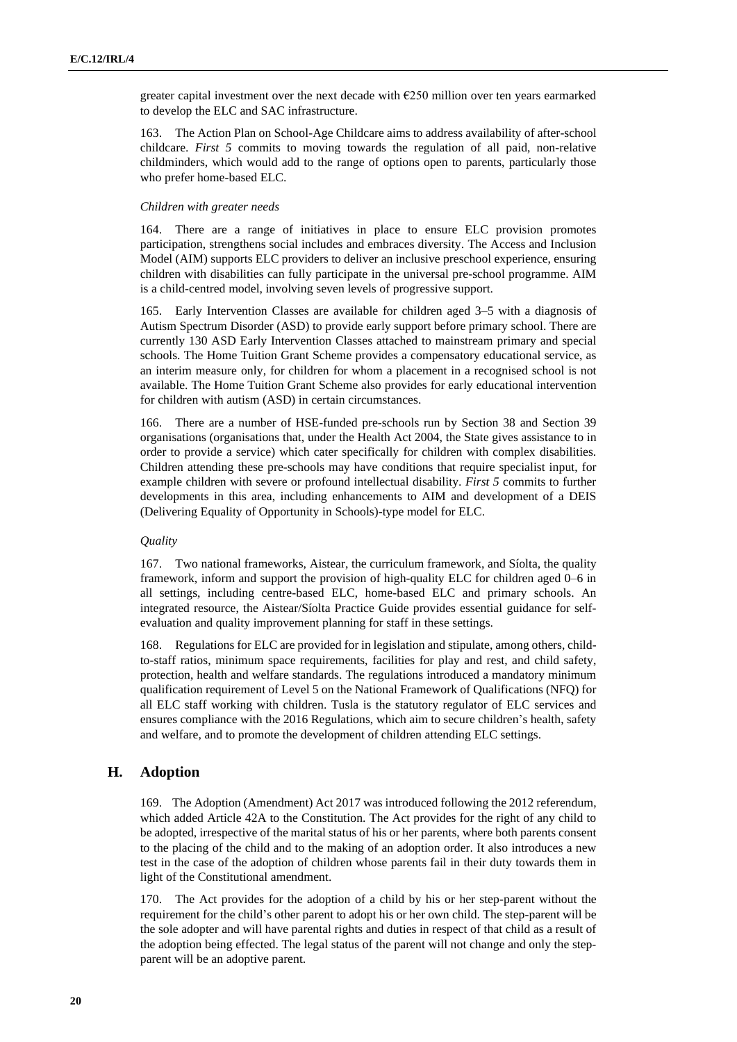greater capital investment over the next decade with €250 million over ten years earmarked to develop the ELC and SAC infrastructure.

163. The Action Plan on School-Age Childcare aims to address availability of after-school childcare. *First 5* commits to moving towards the regulation of all paid, non-relative childminders, which would add to the range of options open to parents, particularly those who prefer home-based ELC.

*Children with greater needs*

164. There are a range of initiatives in place to ensure ELC provision promotes participation, strengthens social includes and embraces diversity. The Access and Inclusion Model (AIM) supports ELC providers to deliver an inclusive preschool experience, ensuring children with disabilities can fully participate in the universal pre-school programme. AIM is a child-centred model, involving seven levels of progressive support.

165. Early Intervention Classes are available for children aged 3–5 with a diagnosis of Autism Spectrum Disorder (ASD) to provide early support before primary school. There are currently 130 ASD Early Intervention Classes attached to mainstream primary and special schools. The Home Tuition Grant Scheme provides a compensatory educational service, as an interim measure only, for children for whom a placement in a recognised school is not available. The Home Tuition Grant Scheme also provides for early educational intervention for children with autism (ASD) in certain circumstances.

166. There are a number of HSE-funded pre-schools run by Section 38 and Section 39 organisations (organisations that, under the Health Act 2004, the State gives assistance to in order to provide a service) which cater specifically for children with complex disabilities. Children attending these pre-schools may have conditions that require specialist input, for example children with severe or profound intellectual disability. *First 5* commits to further developments in this area, including enhancements to AIM and development of a DEIS (Delivering Equality of Opportunity in Schools)-type model for ELC.

*Quality*

167. Two national frameworks, Aistear, the curriculum framework, and Síolta, the quality framework, inform and support the provision of high-quality ELC for children aged 0–6 in all settings, including centre-based ELC, home-based ELC and primary schools. An integrated resource, the Aistear/Síolta Practice Guide provides essential guidance for self-evaluation and quality improvement planning for staff in these settings.

168. Regulations for ELC are provided for in legislation and stipulate, among others, child-to-staff ratios, minimum space requirements, facilities for play and rest, and child safety, protection, health and welfare standards. The regulations introduced a mandatory minimum qualification requirement of Level 5 on the National Framework of Qualifications (NFQ) for all ELC staff working with children. Tusla is the statutory regulator of ELC services and ensures compliance with the 2016 Regulations, which aim to secure children's health, safety and welfare, and to promote the development of children attending ELC settings.

## H. Adoption

169. The Adoption (Amendment) Act 2017 was introduced following the 2012 referendum, which added Article 42A to the Constitution. The Act provides for the right of any child to be adopted, irrespective of the marital status of his or her parents, where both parents consent to the placing of the child and to the making of an adoption order. It also introduces a new test in the case of the adoption of children whose parents fail in their duty towards them in light of the Constitutional amendment.

170. The Act provides for the adoption of a child by his or her step-parent without the requirement for the child's other parent to adopt his or her own child. The step-parent will be the sole adopter and will have parental rights and duties in respect of that child as a result of the adoption being effected. The legal status of the parent will not change and only the step-parent will be an adoptive parent.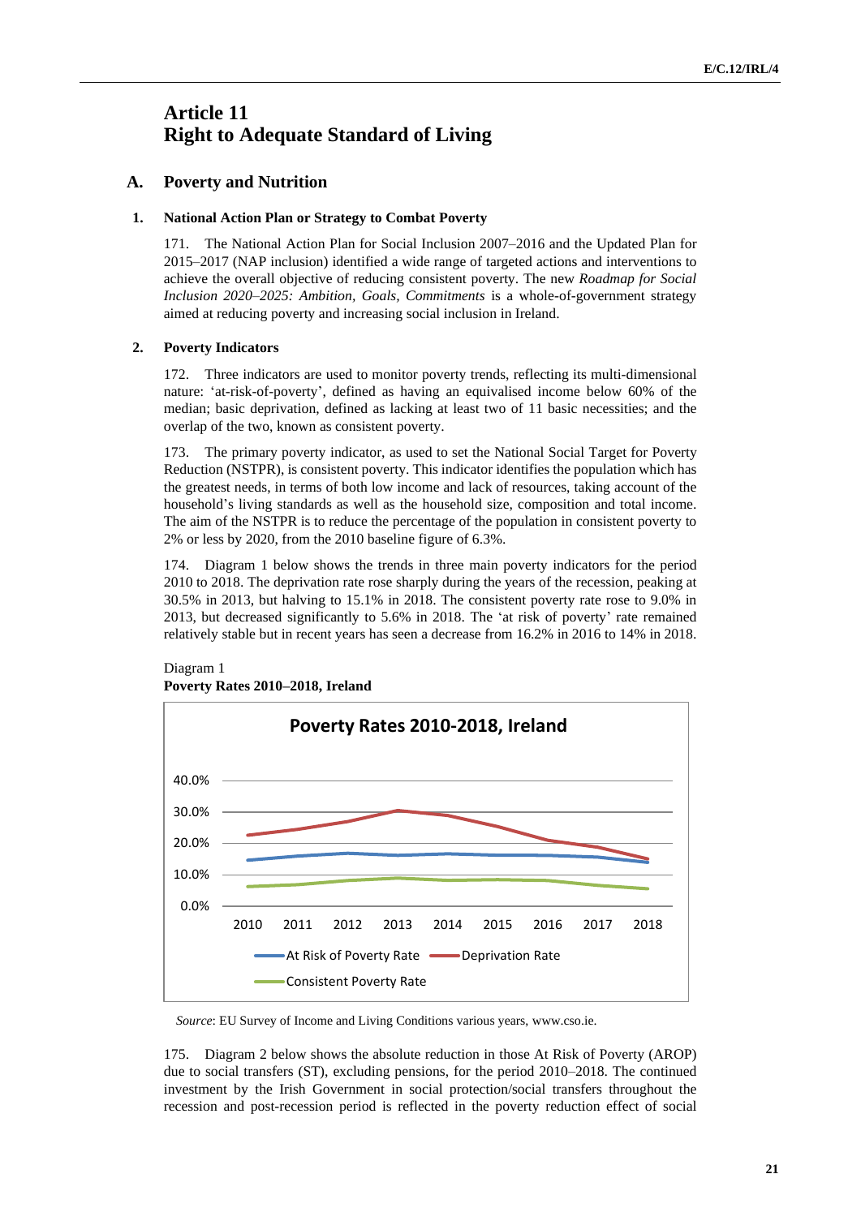# Article 11
# Right to Adequate Standard of Living

## A. Poverty and Nutrition

### 1. National Action Plan or Strategy to Combat Poverty

171. The National Action Plan for Social Inclusion 2007–2016 and the Updated Plan for 2015–2017 (NAP inclusion) identified a wide range of targeted actions and interventions to achieve the overall objective of reducing consistent poverty. The new *Roadmap for Social Inclusion 2020–2025: Ambition, Goals, Commitments* is a whole-of-government strategy aimed at reducing poverty and increasing social inclusion in Ireland.

### 2. Poverty Indicators

172. Three indicators are used to monitor poverty trends, reflecting its multi-dimensional nature: 'at-risk-of-poverty', defined as having an equivalised income below 60% of the median; basic deprivation, defined as lacking at least two of 11 basic necessities; and the overlap of the two, known as consistent poverty.

173. The primary poverty indicator, as used to set the National Social Target for Poverty Reduction (NSTPR), is consistent poverty. This indicator identifies the population which has the greatest needs, in terms of both low income and lack of resources, taking account of the household's living standards as well as the household size, composition and total income. The aim of the NSTPR is to reduce the percentage of the population in consistent poverty to 2% or less by 2020, from the 2010 baseline figure of 6.3%.

174. Diagram 1 below shows the trends in three main poverty indicators for the period 2010 to 2018. The deprivation rate rose sharply during the years of the recession, peaking at 30.5% in 2013, but halving to 15.1% in 2018. The consistent poverty rate rose to 9.0% in 2013, but decreased significantly to 5.6% in 2018. The 'at risk of poverty' rate remained relatively stable but in recent years has seen a decrease from 16.2% in 2016 to 14% in 2018.

Diagram 1
**Poverty Rates 2010–2018, Ireland**

*Source*: EU Survey of Income and Living Conditions various years, www.cso.ie.

175. Diagram 2 below shows the absolute reduction in those At Risk of Poverty (AROP) due to social transfers (ST), excluding pensions, for the period 2010–2018. The continued investment by the Irish Government in social protection/social transfers throughout the recession and post-recession period is reflected in the poverty reduction effect of social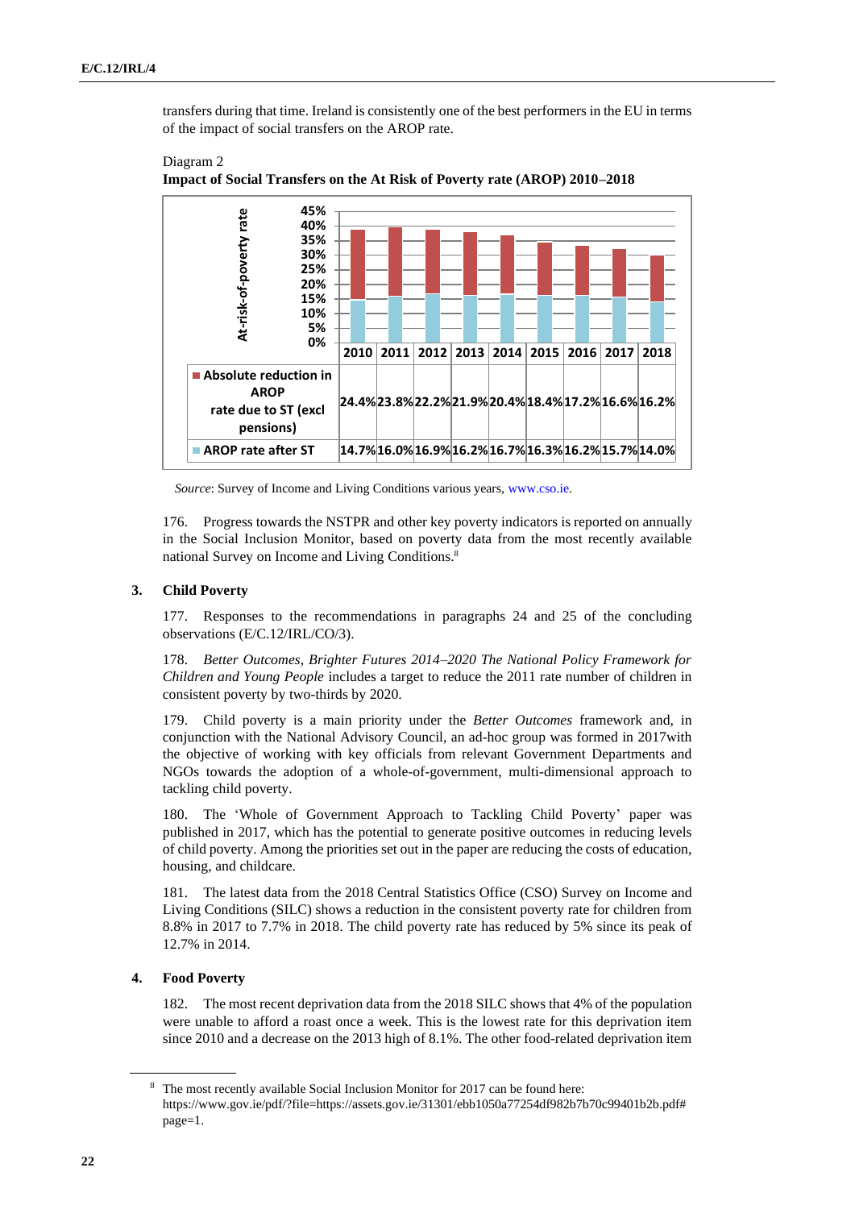transfers during that time. Ireland is consistently one of the best performers in the EU in terms of the impact of social transfers on the AROP rate.

Diagram 2

**Impact of Social Transfers on the At Risk of Poverty rate (AROP) 2010–2018**

| | 2010 | 2011 | 2012 | 2013 | 2014 | 2015 | 2016 | 2017 | 2018 |
|---|---|---|---|---|---|---|---|---|---|
| Absolute reduction in AROP rate due to ST (excl pensions) | 24.4% | 23.8% | 22.2% | 21.9% | 20.4% | 18.4% | 17.2% | 16.6% | 16.2% |
| AROP rate after ST | 14.7% | 16.0% | 16.9% | 16.2% | 16.7% | 16.3% | 16.2% | 15.7% | 14.0% |

*Source*: Survey of Income and Living Conditions various years, www.cso.ie.

176. Progress towards the NSTPR and other key poverty indicators is reported on annually in the Social Inclusion Monitor, based on poverty data from the most recently available national Survey on Income and Living Conditions.[8]

### 3. Child Poverty

177. Responses to the recommendations in paragraphs 24 and 25 of the concluding observations (E/C.12/IRL/CO/3).

178. *Better Outcomes, Brighter Futures 2014–2020 The National Policy Framework for Children and Young People* includes a target to reduce the 2011 rate number of children in consistent poverty by two-thirds by 2020.

179. Child poverty is a main priority under the *Better Outcomes* framework and, in conjunction with the National Advisory Council, an ad-hoc group was formed in 2017with the objective of working with key officials from relevant Government Departments and NGOs towards the adoption of a whole-of-government, multi-dimensional approach to tackling child poverty.

180. The 'Whole of Government Approach to Tackling Child Poverty' paper was published in 2017, which has the potential to generate positive outcomes in reducing levels of child poverty. Among the priorities set out in the paper are reducing the costs of education, housing, and childcare.

181. The latest data from the 2018 Central Statistics Office (CSO) Survey on Income and Living Conditions (SILC) shows a reduction in the consistent poverty rate for children from 8.8% in 2017 to 7.7% in 2018. The child poverty rate has reduced by 5% since its peak of 12.7% in 2014.

### 4. Food Poverty

182. The most recent deprivation data from the 2018 SILC shows that 4% of the population were unable to afford a roast once a week. This is the lowest rate for this deprivation item since 2010 and a decrease on the 2013 high of 8.1%. The other food-related deprivation item

[8] The most recently available Social Inclusion Monitor for 2017 can be found here: https://www.gov.ie/pdf/?file=https://assets.gov.ie/31301/ebb1050a77254df982b7b70c99401b2b.pdf#page=1.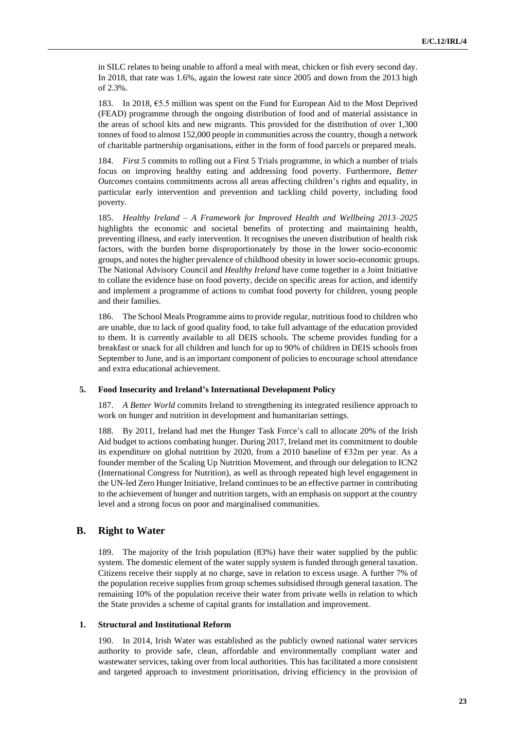in SILC relates to being unable to afford a meal with meat, chicken or fish every second day. In 2018, that rate was 1.6%, again the lowest rate since 2005 and down from the 2013 high of 2.3%.

183. In 2018, €5.5 million was spent on the Fund for European Aid to the Most Deprived (FEAD) programme through the ongoing distribution of food and of material assistance in the areas of school kits and new migrants. This provided for the distribution of over 1,300 tonnes of food to almost 152,000 people in communities across the country, though a network of charitable partnership organisations, either in the form of food parcels or prepared meals.

184. *First 5* commits to rolling out a First 5 Trials programme, in which a number of trials focus on improving healthy eating and addressing food poverty. Furthermore, *Better Outcomes* contains commitments across all areas affecting children's rights and equality, in particular early intervention and prevention and tackling child poverty, including food poverty.

185. *Healthy Ireland – A Framework for Improved Health and Wellbeing 2013–2025* highlights the economic and societal benefits of protecting and maintaining health, preventing illness, and early intervention. It recognises the uneven distribution of health risk factors, with the burden borne disproportionately by those in the lower socio-economic groups, and notes the higher prevalence of childhood obesity in lower socio-economic groups. The National Advisory Council and *Healthy Ireland* have come together in a Joint Initiative to collate the evidence base on food poverty, decide on specific areas for action, and identify and implement a programme of actions to combat food poverty for children, young people and their families.

186. The School Meals Programme aims to provide regular, nutritious food to children who are unable, due to lack of good quality food, to take full advantage of the education provided to them. It is currently available to all DEIS schools. The scheme provides funding for a breakfast or snack for all children and lunch for up to 90% of children in DEIS schools from September to June, and is an important component of policies to encourage school attendance and extra educational achievement.

### 5. Food Insecurity and Ireland's International Development Policy

187. *A Better World* commits Ireland to strengthening its integrated resilience approach to work on hunger and nutrition in development and humanitarian settings.

188. By 2011, Ireland had met the Hunger Task Force's call to allocate 20% of the Irish Aid budget to actions combating hunger. During 2017, Ireland met its commitment to double its expenditure on global nutrition by 2020, from a 2010 baseline of €32m per year. As a founder member of the Scaling Up Nutrition Movement, and through our delegation to ICN2 (International Congress for Nutrition), as well as through repeated high level engagement in the UN-led Zero Hunger Initiative, Ireland continues to be an effective partner in contributing to the achievement of hunger and nutrition targets, with an emphasis on support at the country level and a strong focus on poor and marginalised communities.

## B. Right to Water

189. The majority of the Irish population (83%) have their water supplied by the public system. The domestic element of the water supply system is funded through general taxation. Citizens receive their supply at no charge, save in relation to excess usage. A further 7% of the population receive supplies from group schemes subsidised through general taxation. The remaining 10% of the population receive their water from private wells in relation to which the State provides a scheme of capital grants for installation and improvement.

### 1. Structural and Institutional Reform

190. In 2014, Irish Water was established as the publicly owned national water services authority to provide safe, clean, affordable and environmentally compliant water and wastewater services, taking over from local authorities. This has facilitated a more consistent and targeted approach to investment prioritisation, driving efficiency in the provision of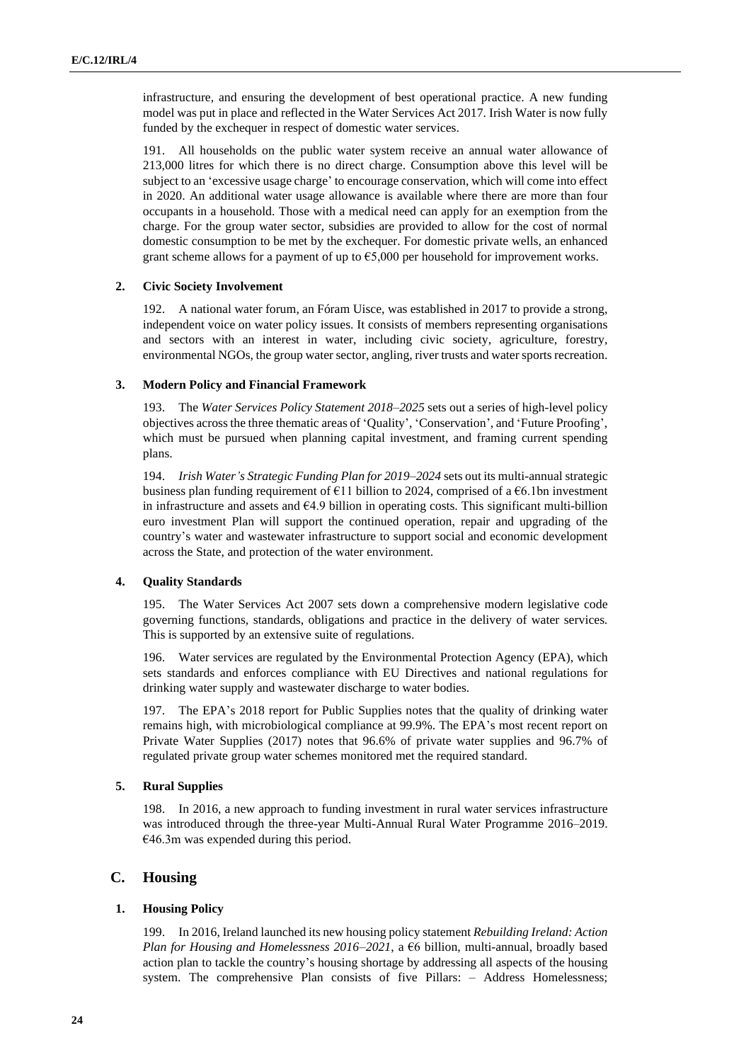infrastructure, and ensuring the development of best operational practice. A new funding model was put in place and reflected in the Water Services Act 2017. Irish Water is now fully funded by the exchequer in respect of domestic water services.

191. All households on the public water system receive an annual water allowance of 213,000 litres for which there is no direct charge. Consumption above this level will be subject to an 'excessive usage charge' to encourage conservation, which will come into effect in 2020. An additional water usage allowance is available where there are more than four occupants in a household. Those with a medical need can apply for an exemption from the charge. For the group water sector, subsidies are provided to allow for the cost of normal domestic consumption to be met by the exchequer. For domestic private wells, an enhanced grant scheme allows for a payment of up to €5,000 per household for improvement works.

### 2. Civic Society Involvement

192. A national water forum, an Fóram Uisce, was established in 2017 to provide a strong, independent voice on water policy issues. It consists of members representing organisations and sectors with an interest in water, including civic society, agriculture, forestry, environmental NGOs, the group water sector, angling, river trusts and water sports recreation.

### 3. Modern Policy and Financial Framework

193. The *Water Services Policy Statement 2018–2025* sets out a series of high-level policy objectives across the three thematic areas of 'Quality', 'Conservation', and 'Future Proofing', which must be pursued when planning capital investment, and framing current spending plans.

194. *Irish Water's Strategic Funding Plan for 2019–2024* sets out its multi-annual strategic business plan funding requirement of €11 billion to 2024, comprised of a €6.1bn investment in infrastructure and assets and €4.9 billion in operating costs. This significant multi-billion euro investment Plan will support the continued operation, repair and upgrading of the country's water and wastewater infrastructure to support social and economic development across the State, and protection of the water environment.

### 4. Quality Standards

195. The Water Services Act 2007 sets down a comprehensive modern legislative code governing functions, standards, obligations and practice in the delivery of water services. This is supported by an extensive suite of regulations.

196. Water services are regulated by the Environmental Protection Agency (EPA), which sets standards and enforces compliance with EU Directives and national regulations for drinking water supply and wastewater discharge to water bodies.

197. The EPA's 2018 report for Public Supplies notes that the quality of drinking water remains high, with microbiological compliance at 99.9%. The EPA's most recent report on Private Water Supplies (2017) notes that 96.6% of private water supplies and 96.7% of regulated private group water schemes monitored met the required standard.

### 5. Rural Supplies

198. In 2016, a new approach to funding investment in rural water services infrastructure was introduced through the three-year Multi-Annual Rural Water Programme 2016–2019. €46.3m was expended during this period.

## C. Housing

### 1. Housing Policy

199. In 2016, Ireland launched its new housing policy statement *Rebuilding Ireland: Action Plan for Housing and Homelessness 2016–2021*, a €6 billion, multi-annual, broadly based action plan to tackle the country's housing shortage by addressing all aspects of the housing system. The comprehensive Plan consists of five Pillars: – Address Homelessness;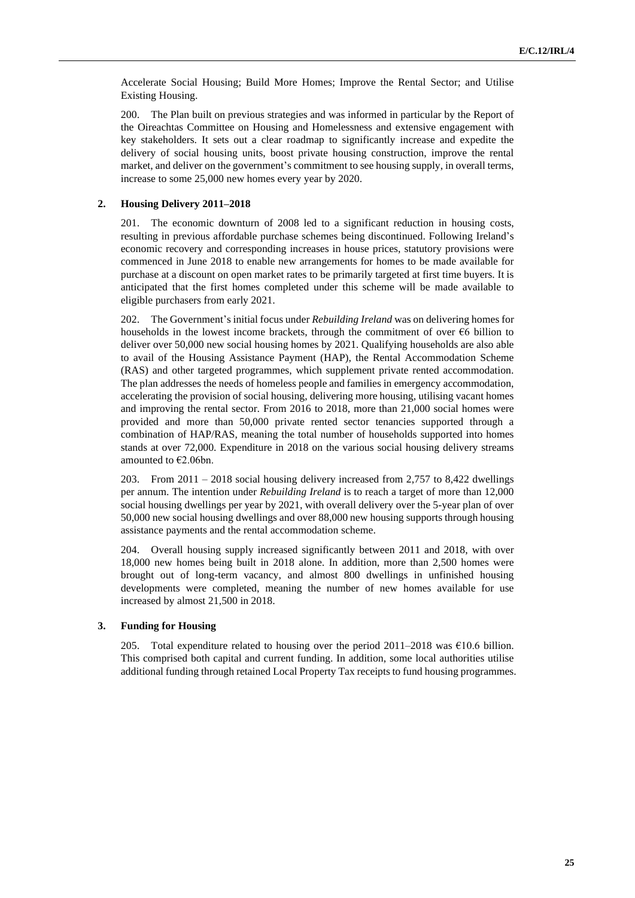Accelerate Social Housing; Build More Homes; Improve the Rental Sector; and Utilise Existing Housing.

200. The Plan built on previous strategies and was informed in particular by the Report of the Oireachtas Committee on Housing and Homelessness and extensive engagement with key stakeholders. It sets out a clear roadmap to significantly increase and expedite the delivery of social housing units, boost private housing construction, improve the rental market, and deliver on the government's commitment to see housing supply, in overall terms, increase to some 25,000 new homes every year by 2020.

### 2. Housing Delivery 2011–2018

201. The economic downturn of 2008 led to a significant reduction in housing costs, resulting in previous affordable purchase schemes being discontinued. Following Ireland's economic recovery and corresponding increases in house prices, statutory provisions were commenced in June 2018 to enable new arrangements for homes to be made available for purchase at a discount on open market rates to be primarily targeted at first time buyers. It is anticipated that the first homes completed under this scheme will be made available to eligible purchasers from early 2021.

202. The Government's initial focus under *Rebuilding Ireland* was on delivering homes for households in the lowest income brackets, through the commitment of over €6 billion to deliver over 50,000 new social housing homes by 2021. Qualifying households are also able to avail of the Housing Assistance Payment (HAP), the Rental Accommodation Scheme (RAS) and other targeted programmes, which supplement private rented accommodation. The plan addresses the needs of homeless people and families in emergency accommodation, accelerating the provision of social housing, delivering more housing, utilising vacant homes and improving the rental sector. From 2016 to 2018, more than 21,000 social homes were provided and more than 50,000 private rented sector tenancies supported through a combination of HAP/RAS, meaning the total number of households supported into homes stands at over 72,000. Expenditure in 2018 on the various social housing delivery streams amounted to €2.06bn.

203. From 2011 – 2018 social housing delivery increased from 2,757 to 8,422 dwellings per annum. The intention under *Rebuilding Ireland* is to reach a target of more than 12,000 social housing dwellings per year by 2021, with overall delivery over the 5-year plan of over 50,000 new social housing dwellings and over 88,000 new housing supports through housing assistance payments and the rental accommodation scheme.

204. Overall housing supply increased significantly between 2011 and 2018, with over 18,000 new homes being built in 2018 alone. In addition, more than 2,500 homes were brought out of long-term vacancy, and almost 800 dwellings in unfinished housing developments were completed, meaning the number of new homes available for use increased by almost 21,500 in 2018.

### 3. Funding for Housing

205. Total expenditure related to housing over the period 2011–2018 was €10.6 billion. This comprised both capital and current funding. In addition, some local authorities utilise additional funding through retained Local Property Tax receipts to fund housing programmes.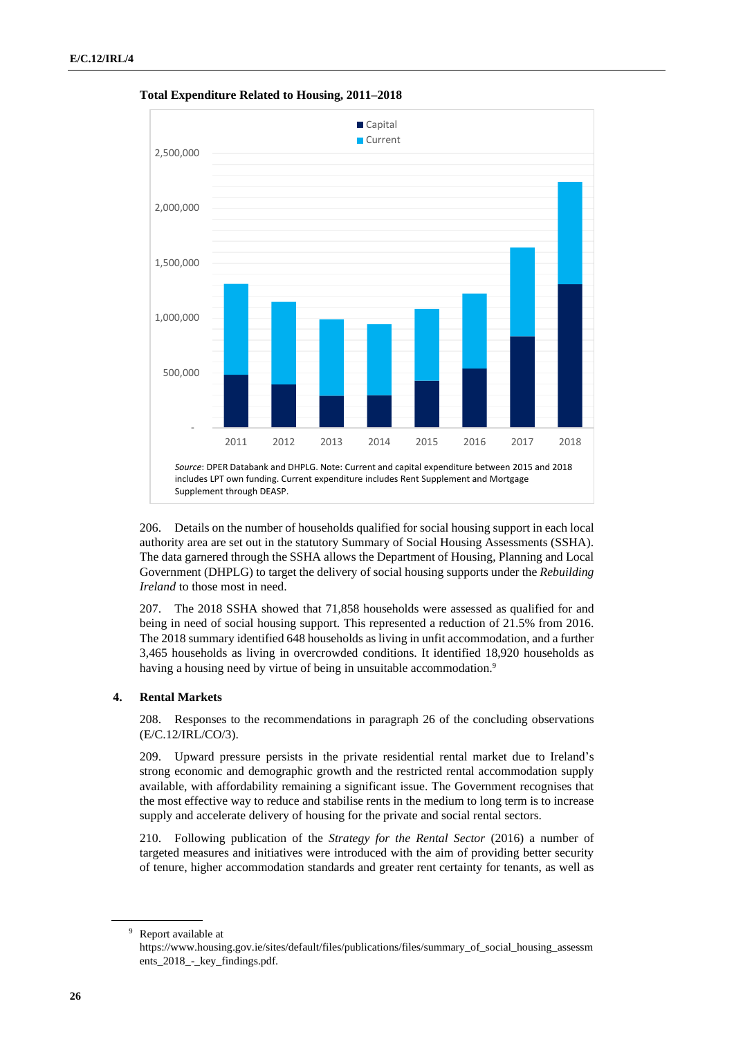**Total Expenditure Related to Housing, 2011–2018**

*Source*: DPER Databank and DHPLG. Note: Current and capital expenditure between 2015 and 2018 includes LPT own funding. Current expenditure includes Rent Supplement and Mortgage Supplement through DEASP.

206. Details on the number of households qualified for social housing support in each local authority area are set out in the statutory Summary of Social Housing Assessments (SSHA). The data garnered through the SSHA allows the Department of Housing, Planning and Local Government (DHPLG) to target the delivery of social housing supports under the *Rebuilding Ireland* to those most in need.

207. The 2018 SSHA showed that 71,858 households were assessed as qualified for and being in need of social housing support. This represented a reduction of 21.5% from 2016. The 2018 summary identified 648 households as living in unfit accommodation, and a further 3,465 households as living in overcrowded conditions. It identified 18,920 households as having a housing need by virtue of being in unsuitable accommodation.[9]

### 4. Rental Markets

208. Responses to the recommendations in paragraph 26 of the concluding observations (E/C.12/IRL/CO/3).

209. Upward pressure persists in the private residential rental market due to Ireland's strong economic and demographic growth and the restricted rental accommodation supply available, with affordability remaining a significant issue. The Government recognises that the most effective way to reduce and stabilise rents in the medium to long term is to increase supply and accelerate delivery of housing for the private and social rental sectors.

210. Following publication of the *Strategy for the Rental Sector* (2016) a number of targeted measures and initiatives were introduced with the aim of providing better security of tenure, higher accommodation standards and greater rent certainty for tenants, as well as

[9] Report available at https://www.housing.gov.ie/sites/default/files/publications/files/summary_of_social_housing_assessments_2018_-_key_findings.pdf.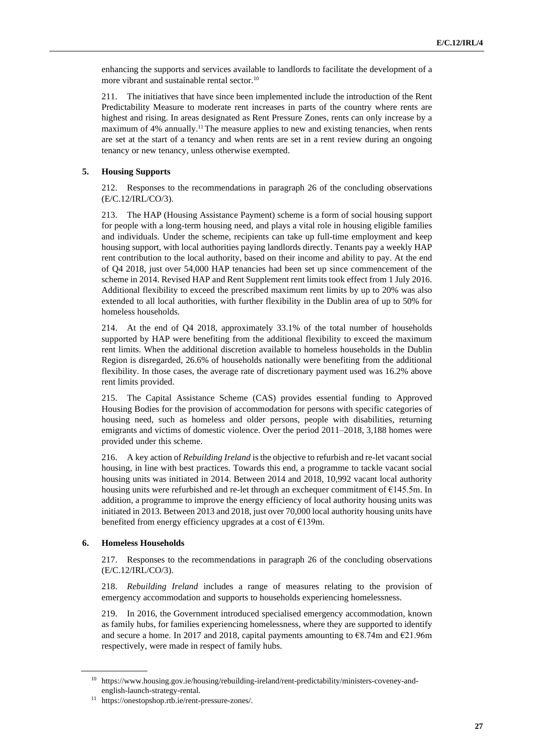enhancing the supports and services available to landlords to facilitate the development of a more vibrant and sustainable rental sector.[10]

211. The initiatives that have since been implemented include the introduction of the Rent Predictability Measure to moderate rent increases in parts of the country where rents are highest and rising. In areas designated as Rent Pressure Zones, rents can only increase by a maximum of 4% annually.[11] The measure applies to new and existing tenancies, when rents are set at the start of a tenancy and when rents are set in a rent review during an ongoing tenancy or new tenancy, unless otherwise exempted.

### 5. Housing Supports

212. Responses to the recommendations in paragraph 26 of the concluding observations (E/C.12/IRL/CO/3).

213. The HAP (Housing Assistance Payment) scheme is a form of social housing support for people with a long-term housing need, and plays a vital role in housing eligible families and individuals. Under the scheme, recipients can take up full-time employment and keep housing support, with local authorities paying landlords directly. Tenants pay a weekly HAP rent contribution to the local authority, based on their income and ability to pay. At the end of Q4 2018, just over 54,000 HAP tenancies had been set up since commencement of the scheme in 2014. Revised HAP and Rent Supplement rent limits took effect from 1 July 2016. Additional flexibility to exceed the prescribed maximum rent limits by up to 20% was also extended to all local authorities, with further flexibility in the Dublin area of up to 50% for homeless households.

214. At the end of Q4 2018, approximately 33.1% of the total number of households supported by HAP were benefiting from the additional flexibility to exceed the maximum rent limits. When the additional discretion available to homeless households in the Dublin Region is disregarded, 26.6% of households nationally were benefiting from the additional flexibility. In those cases, the average rate of discretionary payment used was 16.2% above rent limits provided.

215. The Capital Assistance Scheme (CAS) provides essential funding to Approved Housing Bodies for the provision of accommodation for persons with specific categories of housing need, such as homeless and older persons, people with disabilities, returning emigrants and victims of domestic violence. Over the period 2011–2018, 3,188 homes were provided under this scheme.

216. A key action of *Rebuilding Ireland* is the objective to refurbish and re-let vacant social housing, in line with best practices. Towards this end, a programme to tackle vacant social housing units was initiated in 2014. Between 2014 and 2018, 10,992 vacant local authority housing units were refurbished and re-let through an exchequer commitment of €145.5m. In addition, a programme to improve the energy efficiency of local authority housing units was initiated in 2013. Between 2013 and 2018, just over 70,000 local authority housing units have benefited from energy efficiency upgrades at a cost of €139m.

### 6. Homeless Households

217. Responses to the recommendations in paragraph 26 of the concluding observations (E/C.12/IRL/CO/3).

218. *Rebuilding Ireland* includes a range of measures relating to the provision of emergency accommodation and supports to households experiencing homelessness.

219. In 2016, the Government introduced specialised emergency accommodation, known as family hubs, for families experiencing homelessness, where they are supported to identify and secure a home. In 2017 and 2018, capital payments amounting to €8.74m and €21.96m respectively, were made in respect of family hubs.

---

[10] https://www.housing.gov.ie/housing/rebuilding-ireland/rent-predictability/ministers-coveney-and-english-launch-strategy-rental.

[11] https://onestopshop.rtb.ie/rent-pressure-zones/.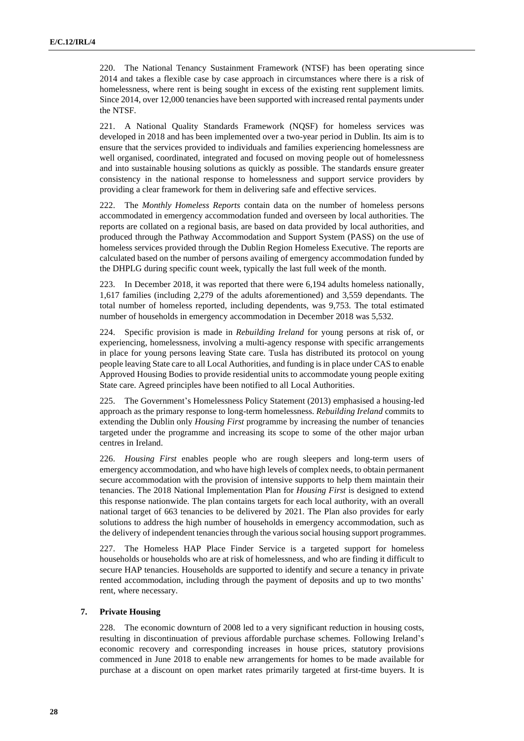220. The National Tenancy Sustainment Framework (NTSF) has been operating since 2014 and takes a flexible case by case approach in circumstances where there is a risk of homelessness, where rent is being sought in excess of the existing rent supplement limits. Since 2014, over 12,000 tenancies have been supported with increased rental payments under the NTSF.

221. A National Quality Standards Framework (NQSF) for homeless services was developed in 2018 and has been implemented over a two-year period in Dublin. Its aim is to ensure that the services provided to individuals and families experiencing homelessness are well organised, coordinated, integrated and focused on moving people out of homelessness and into sustainable housing solutions as quickly as possible. The standards ensure greater consistency in the national response to homelessness and support service providers by providing a clear framework for them in delivering safe and effective services.

222. The *Monthly Homeless Reports* contain data on the number of homeless persons accommodated in emergency accommodation funded and overseen by local authorities. The reports are collated on a regional basis, are based on data provided by local authorities, and produced through the Pathway Accommodation and Support System (PASS) on the use of homeless services provided through the Dublin Region Homeless Executive. The reports are calculated based on the number of persons availing of emergency accommodation funded by the DHPLG during specific count week, typically the last full week of the month.

223. In December 2018, it was reported that there were 6,194 adults homeless nationally, 1,617 families (including 2,279 of the adults aforementioned) and 3,559 dependants. The total number of homeless reported, including dependents, was 9,753. The total estimated number of households in emergency accommodation in December 2018 was 5,532.

224. Specific provision is made in *Rebuilding Ireland* for young persons at risk of, or experiencing, homelessness, involving a multi-agency response with specific arrangements in place for young persons leaving State care. Tusla has distributed its protocol on young people leaving State care to all Local Authorities, and funding is in place under CAS to enable Approved Housing Bodies to provide residential units to accommodate young people exiting State care. Agreed principles have been notified to all Local Authorities.

225. The Government's Homelessness Policy Statement (2013) emphasised a housing-led approach as the primary response to long-term homelessness. *Rebuilding Ireland* commits to extending the Dublin only *Housing First* programme by increasing the number of tenancies targeted under the programme and increasing its scope to some of the other major urban centres in Ireland.

226. *Housing First* enables people who are rough sleepers and long-term users of emergency accommodation, and who have high levels of complex needs, to obtain permanent secure accommodation with the provision of intensive supports to help them maintain their tenancies. The 2018 National Implementation Plan for *Housing First* is designed to extend this response nationwide. The plan contains targets for each local authority, with an overall national target of 663 tenancies to be delivered by 2021. The Plan also provides for early solutions to address the high number of households in emergency accommodation, such as the delivery of independent tenancies through the various social housing support programmes.

227. The Homeless HAP Place Finder Service is a targeted support for homeless households or households who are at risk of homelessness, and who are finding it difficult to secure HAP tenancies. Households are supported to identify and secure a tenancy in private rented accommodation, including through the payment of deposits and up to two months' rent, where necessary.

### 7. Private Housing

228. The economic downturn of 2008 led to a very significant reduction in housing costs, resulting in discontinuation of previous affordable purchase schemes. Following Ireland's economic recovery and corresponding increases in house prices, statutory provisions commenced in June 2018 to enable new arrangements for homes to be made available for purchase at a discount on open market rates primarily targeted at first-time buyers. It is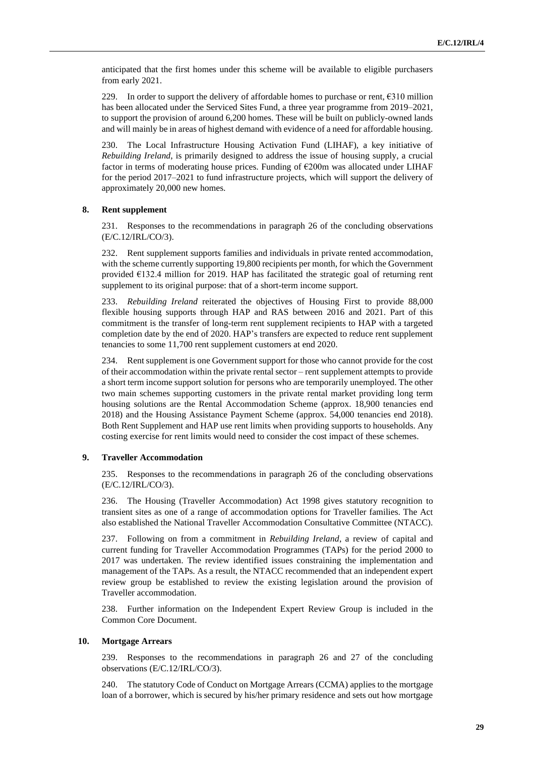anticipated that the first homes under this scheme will be available to eligible purchasers from early 2021.

229. In order to support the delivery of affordable homes to purchase or rent, €310 million has been allocated under the Serviced Sites Fund, a three year programme from 2019–2021, to support the provision of around 6,200 homes. These will be built on publicly-owned lands and will mainly be in areas of highest demand with evidence of a need for affordable housing.

230. The Local Infrastructure Housing Activation Fund (LIHAF), a key initiative of *Rebuilding Ireland*, is primarily designed to address the issue of housing supply, a crucial factor in terms of moderating house prices. Funding of €200m was allocated under LIHAF for the period 2017–2021 to fund infrastructure projects, which will support the delivery of approximately 20,000 new homes.

### 8. Rent supplement

231. Responses to the recommendations in paragraph 26 of the concluding observations (E/C.12/IRL/CO/3).

232. Rent supplement supports families and individuals in private rented accommodation, with the scheme currently supporting 19,800 recipients per month, for which the Government provided €132.4 million for 2019. HAP has facilitated the strategic goal of returning rent supplement to its original purpose: that of a short-term income support.

233. *Rebuilding Ireland* reiterated the objectives of Housing First to provide 88,000 flexible housing supports through HAP and RAS between 2016 and 2021. Part of this commitment is the transfer of long-term rent supplement recipients to HAP with a targeted completion date by the end of 2020. HAP's transfers are expected to reduce rent supplement tenancies to some 11,700 rent supplement customers at end 2020.

234. Rent supplement is one Government support for those who cannot provide for the cost of their accommodation within the private rental sector – rent supplement attempts to provide a short term income support solution for persons who are temporarily unemployed. The other two main schemes supporting customers in the private rental market providing long term housing solutions are the Rental Accommodation Scheme (approx. 18,900 tenancies end 2018) and the Housing Assistance Payment Scheme (approx. 54,000 tenancies end 2018). Both Rent Supplement and HAP use rent limits when providing supports to households. Any costing exercise for rent limits would need to consider the cost impact of these schemes.

### 9. Traveller Accommodation

235. Responses to the recommendations in paragraph 26 of the concluding observations (E/C.12/IRL/CO/3).

236. The Housing (Traveller Accommodation) Act 1998 gives statutory recognition to transient sites as one of a range of accommodation options for Traveller families. The Act also established the National Traveller Accommodation Consultative Committee (NTACC).

237. Following on from a commitment in *Rebuilding Ireland*, a review of capital and current funding for Traveller Accommodation Programmes (TAPs) for the period 2000 to 2017 was undertaken. The review identified issues constraining the implementation and management of the TAPs. As a result, the NTACC recommended that an independent expert review group be established to review the existing legislation around the provision of Traveller accommodation.

238. Further information on the Independent Expert Review Group is included in the Common Core Document.

### 10. Mortgage Arrears

239. Responses to the recommendations in paragraph 26 and 27 of the concluding observations (E/C.12/IRL/CO/3).

240. The statutory Code of Conduct on Mortgage Arrears (CCMA) applies to the mortgage loan of a borrower, which is secured by his/her primary residence and sets out how mortgage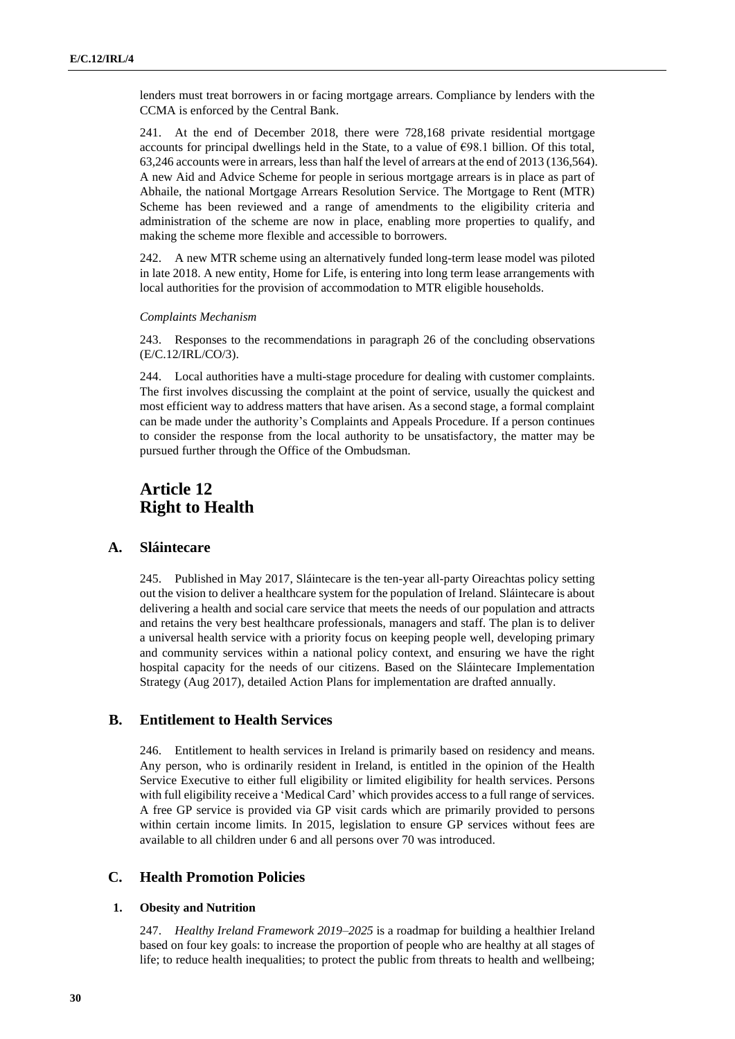lenders must treat borrowers in or facing mortgage arrears. Compliance by lenders with the CCMA is enforced by the Central Bank.

241. At the end of December 2018, there were 728,168 private residential mortgage accounts for principal dwellings held in the State, to a value of €98.1 billion. Of this total, 63,246 accounts were in arrears, less than half the level of arrears at the end of 2013 (136,564). A new Aid and Advice Scheme for people in serious mortgage arrears is in place as part of Abhaile, the national Mortgage Arrears Resolution Service. The Mortgage to Rent (MTR) Scheme has been reviewed and a range of amendments to the eligibility criteria and administration of the scheme are now in place, enabling more properties to qualify, and making the scheme more flexible and accessible to borrowers.

242. A new MTR scheme using an alternatively funded long-term lease model was piloted in late 2018. A new entity, Home for Life, is entering into long term lease arrangements with local authorities for the provision of accommodation to MTR eligible households.

*Complaints Mechanism*

243. Responses to the recommendations in paragraph 26 of the concluding observations (E/C.12/IRL/CO/3).

244. Local authorities have a multi-stage procedure for dealing with customer complaints. The first involves discussing the complaint at the point of service, usually the quickest and most efficient way to address matters that have arisen. As a second stage, a formal complaint can be made under the authority's Complaints and Appeals Procedure. If a person continues to consider the response from the local authority to be unsatisfactory, the matter may be pursued further through the Office of the Ombudsman.

# Article 12
# Right to Health

## A. Sláintecare

245. Published in May 2017, Sláintecare is the ten-year all-party Oireachtas policy setting out the vision to deliver a healthcare system for the population of Ireland. Sláintecare is about delivering a health and social care service that meets the needs of our population and attracts and retains the very best healthcare professionals, managers and staff. The plan is to deliver a universal health service with a priority focus on keeping people well, developing primary and community services within a national policy context, and ensuring we have the right hospital capacity for the needs of our citizens. Based on the Sláintecare Implementation Strategy (Aug 2017), detailed Action Plans for implementation are drafted annually.

## B. Entitlement to Health Services

246. Entitlement to health services in Ireland is primarily based on residency and means. Any person, who is ordinarily resident in Ireland, is entitled in the opinion of the Health Service Executive to either full eligibility or limited eligibility for health services. Persons with full eligibility receive a 'Medical Card' which provides access to a full range of services. A free GP service is provided via GP visit cards which are primarily provided to persons within certain income limits. In 2015, legislation to ensure GP services without fees are available to all children under 6 and all persons over 70 was introduced.

## C. Health Promotion Policies

### 1. Obesity and Nutrition

247. *Healthy Ireland Framework 2019–2025* is a roadmap for building a healthier Ireland based on four key goals: to increase the proportion of people who are healthy at all stages of life; to reduce health inequalities; to protect the public from threats to health and wellbeing;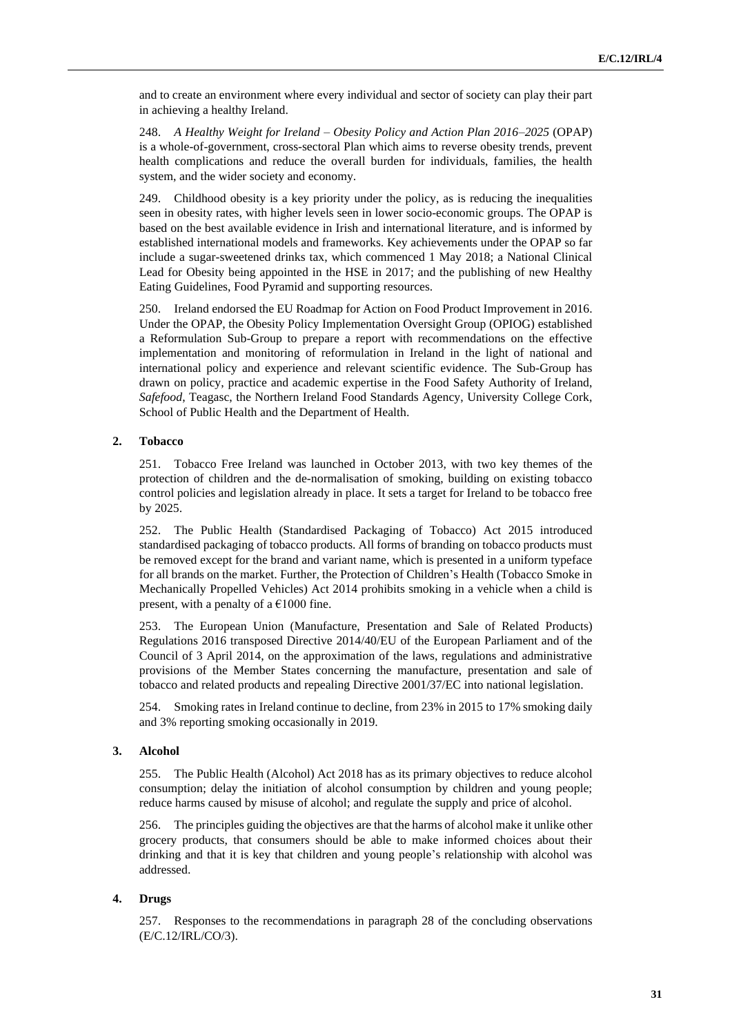and to create an environment where every individual and sector of society can play their part in achieving a healthy Ireland.

248. *A Healthy Weight for Ireland – Obesity Policy and Action Plan 2016–2025* (OPAP) is a whole-of-government, cross-sectoral Plan which aims to reverse obesity trends, prevent health complications and reduce the overall burden for individuals, families, the health system, and the wider society and economy.

249. Childhood obesity is a key priority under the policy, as is reducing the inequalities seen in obesity rates, with higher levels seen in lower socio-economic groups. The OPAP is based on the best available evidence in Irish and international literature, and is informed by established international models and frameworks. Key achievements under the OPAP so far include a sugar-sweetened drinks tax, which commenced 1 May 2018; a National Clinical Lead for Obesity being appointed in the HSE in 2017; and the publishing of new Healthy Eating Guidelines, Food Pyramid and supporting resources.

250. Ireland endorsed the EU Roadmap for Action on Food Product Improvement in 2016. Under the OPAP, the Obesity Policy Implementation Oversight Group (OPIOG) established a Reformulation Sub-Group to prepare a report with recommendations on the effective implementation and monitoring of reformulation in Ireland in the light of national and international policy and experience and relevant scientific evidence. The Sub-Group has drawn on policy, practice and academic expertise in the Food Safety Authority of Ireland, *Safefood*, Teagasc, the Northern Ireland Food Standards Agency, University College Cork, School of Public Health and the Department of Health.

### 2. Tobacco

251. Tobacco Free Ireland was launched in October 2013, with two key themes of the protection of children and the de-normalisation of smoking, building on existing tobacco control policies and legislation already in place. It sets a target for Ireland to be tobacco free by 2025.

252. The Public Health (Standardised Packaging of Tobacco) Act 2015 introduced standardised packaging of tobacco products. All forms of branding on tobacco products must be removed except for the brand and variant name, which is presented in a uniform typeface for all brands on the market. Further, the Protection of Children's Health (Tobacco Smoke in Mechanically Propelled Vehicles) Act 2014 prohibits smoking in a vehicle when a child is present, with a penalty of a €1000 fine.

253. The European Union (Manufacture, Presentation and Sale of Related Products) Regulations 2016 transposed Directive 2014/40/EU of the European Parliament and of the Council of 3 April 2014, on the approximation of the laws, regulations and administrative provisions of the Member States concerning the manufacture, presentation and sale of tobacco and related products and repealing Directive 2001/37/EC into national legislation.

254. Smoking rates in Ireland continue to decline, from 23% in 2015 to 17% smoking daily and 3% reporting smoking occasionally in 2019.

### 3. Alcohol

255. The Public Health (Alcohol) Act 2018 has as its primary objectives to reduce alcohol consumption; delay the initiation of alcohol consumption by children and young people; reduce harms caused by misuse of alcohol; and regulate the supply and price of alcohol.

256. The principles guiding the objectives are that the harms of alcohol make it unlike other grocery products, that consumers should be able to make informed choices about their drinking and that it is key that children and young people's relationship with alcohol was addressed.

### 4. Drugs

257. Responses to the recommendations in paragraph 28 of the concluding observations (E/C.12/IRL/CO/3).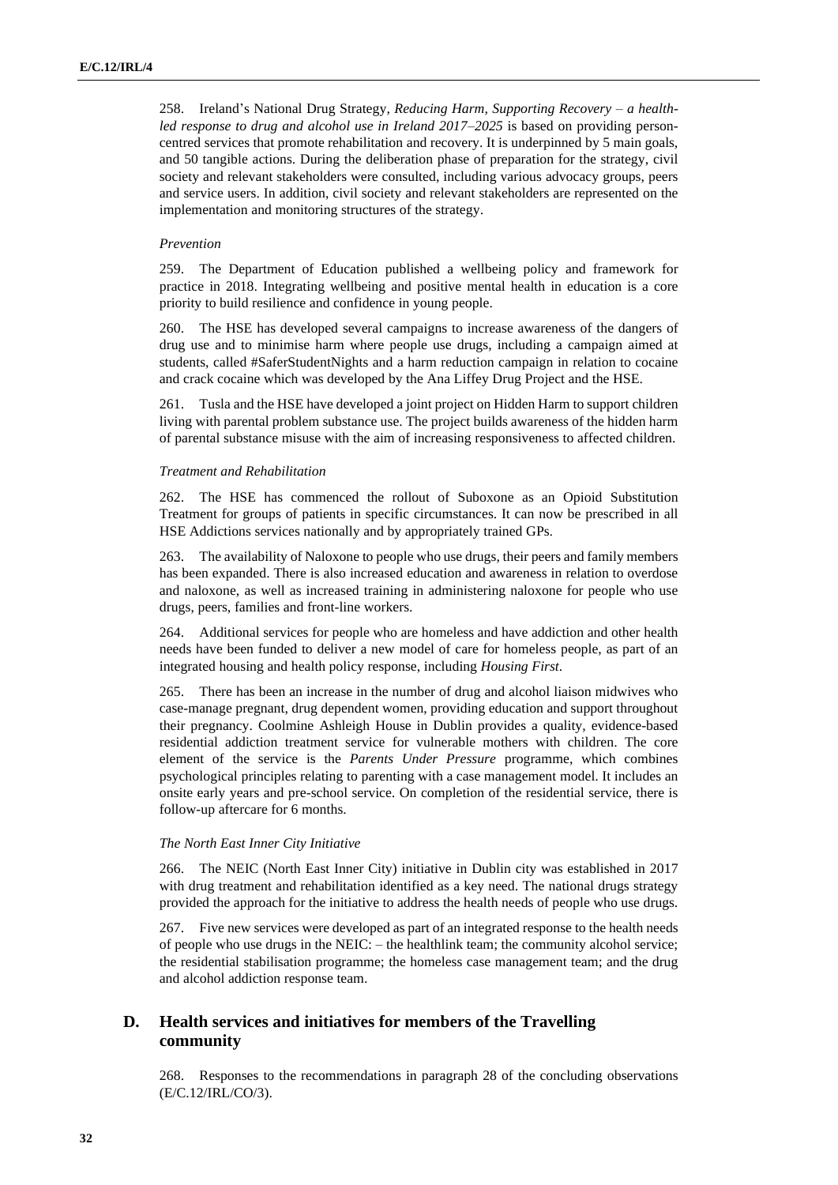258. Ireland's National Drug Strategy, *Reducing Harm, Supporting Recovery – a health-led response to drug and alcohol use in Ireland 2017–2025* is based on providing person-centred services that promote rehabilitation and recovery. It is underpinned by 5 main goals, and 50 tangible actions. During the deliberation phase of preparation for the strategy, civil society and relevant stakeholders were consulted, including various advocacy groups, peers and service users. In addition, civil society and relevant stakeholders are represented on the implementation and monitoring structures of the strategy.

*Prevention*

259. The Department of Education published a wellbeing policy and framework for practice in 2018. Integrating wellbeing and positive mental health in education is a core priority to build resilience and confidence in young people.

260. The HSE has developed several campaigns to increase awareness of the dangers of drug use and to minimise harm where people use drugs, including a campaign aimed at students, called #SaferStudentNights and a harm reduction campaign in relation to cocaine and crack cocaine which was developed by the Ana Liffey Drug Project and the HSE.

261. Tusla and the HSE have developed a joint project on Hidden Harm to support children living with parental problem substance use. The project builds awareness of the hidden harm of parental substance misuse with the aim of increasing responsiveness to affected children.

*Treatment and Rehabilitation*

262. The HSE has commenced the rollout of Suboxone as an Opioid Substitution Treatment for groups of patients in specific circumstances. It can now be prescribed in all HSE Addictions services nationally and by appropriately trained GPs.

263. The availability of Naloxone to people who use drugs, their peers and family members has been expanded. There is also increased education and awareness in relation to overdose and naloxone, as well as increased training in administering naloxone for people who use drugs, peers, families and front-line workers.

264. Additional services for people who are homeless and have addiction and other health needs have been funded to deliver a new model of care for homeless people, as part of an integrated housing and health policy response, including *Housing First*.

265. There has been an increase in the number of drug and alcohol liaison midwives who case-manage pregnant, drug dependent women, providing education and support throughout their pregnancy. Coolmine Ashleigh House in Dublin provides a quality, evidence-based residential addiction treatment service for vulnerable mothers with children. The core element of the service is the *Parents Under Pressure* programme, which combines psychological principles relating to parenting with a case management model. It includes an onsite early years and pre-school service. On completion of the residential service, there is follow-up aftercare for 6 months.

*The North East Inner City Initiative*

266. The NEIC (North East Inner City) initiative in Dublin city was established in 2017 with drug treatment and rehabilitation identified as a key need. The national drugs strategy provided the approach for the initiative to address the health needs of people who use drugs.

267. Five new services were developed as part of an integrated response to the health needs of people who use drugs in the NEIC: – the healthlink team; the community alcohol service; the residential stabilisation programme; the homeless case management team; and the drug and alcohol addiction response team.

## D. Health services and initiatives for members of the Travelling community

268. Responses to the recommendations in paragraph 28 of the concluding observations (E/C.12/IRL/CO/3).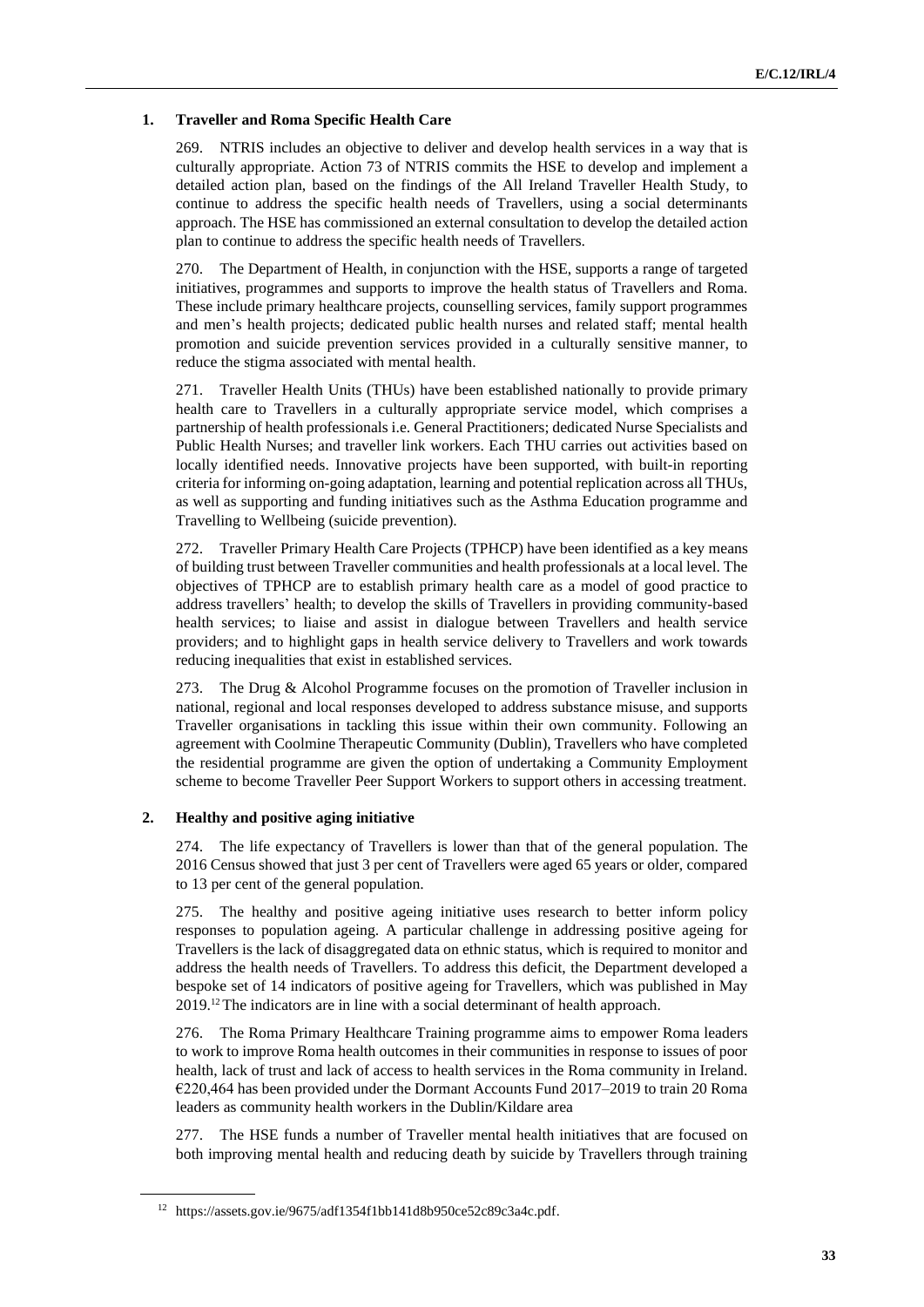### 1. Traveller and Roma Specific Health Care

269. NTRIS includes an objective to deliver and develop health services in a way that is culturally appropriate. Action 73 of NTRIS commits the HSE to develop and implement a detailed action plan, based on the findings of the All Ireland Traveller Health Study, to continue to address the specific health needs of Travellers, using a social determinants approach. The HSE has commissioned an external consultation to develop the detailed action plan to continue to address the specific health needs of Travellers.

270. The Department of Health, in conjunction with the HSE, supports a range of targeted initiatives, programmes and supports to improve the health status of Travellers and Roma. These include primary healthcare projects, counselling services, family support programmes and men's health projects; dedicated public health nurses and related staff; mental health promotion and suicide prevention services provided in a culturally sensitive manner, to reduce the stigma associated with mental health.

271. Traveller Health Units (THUs) have been established nationally to provide primary health care to Travellers in a culturally appropriate service model, which comprises a partnership of health professionals i.e. General Practitioners; dedicated Nurse Specialists and Public Health Nurses; and traveller link workers. Each THU carries out activities based on locally identified needs. Innovative projects have been supported, with built-in reporting criteria for informing on-going adaptation, learning and potential replication across all THUs, as well as supporting and funding initiatives such as the Asthma Education programme and Travelling to Wellbeing (suicide prevention).

272. Traveller Primary Health Care Projects (TPHCP) have been identified as a key means of building trust between Traveller communities and health professionals at a local level. The objectives of TPHCP are to establish primary health care as a model of good practice to address travellers' health; to develop the skills of Travellers in providing community-based health services; to liaise and assist in dialogue between Travellers and health service providers; and to highlight gaps in health service delivery to Travellers and work towards reducing inequalities that exist in established services.

273. The Drug & Alcohol Programme focuses on the promotion of Traveller inclusion in national, regional and local responses developed to address substance misuse, and supports Traveller organisations in tackling this issue within their own community. Following an agreement with Coolmine Therapeutic Community (Dublin), Travellers who have completed the residential programme are given the option of undertaking a Community Employment scheme to become Traveller Peer Support Workers to support others in accessing treatment.

### 2. Healthy and positive aging initiative

274. The life expectancy of Travellers is lower than that of the general population. The 2016 Census showed that just 3 per cent of Travellers were aged 65 years or older, compared to 13 per cent of the general population.

275. The healthy and positive ageing initiative uses research to better inform policy responses to population ageing. A particular challenge in addressing positive ageing for Travellers is the lack of disaggregated data on ethnic status, which is required to monitor and address the health needs of Travellers. To address this deficit, the Department developed a bespoke set of 14 indicators of positive ageing for Travellers, which was published in May 2019.[12] The indicators are in line with a social determinant of health approach.

276. The Roma Primary Healthcare Training programme aims to empower Roma leaders to work to improve Roma health outcomes in their communities in response to issues of poor health, lack of trust and lack of access to health services in the Roma community in Ireland. €220,464 has been provided under the Dormant Accounts Fund 2017–2019 to train 20 Roma leaders as community health workers in the Dublin/Kildare area

277. The HSE funds a number of Traveller mental health initiatives that are focused on both improving mental health and reducing death by suicide by Travellers through training

[12] https://assets.gov.ie/9675/adf1354f1bb141d8b950ce52c89c3a4c.pdf.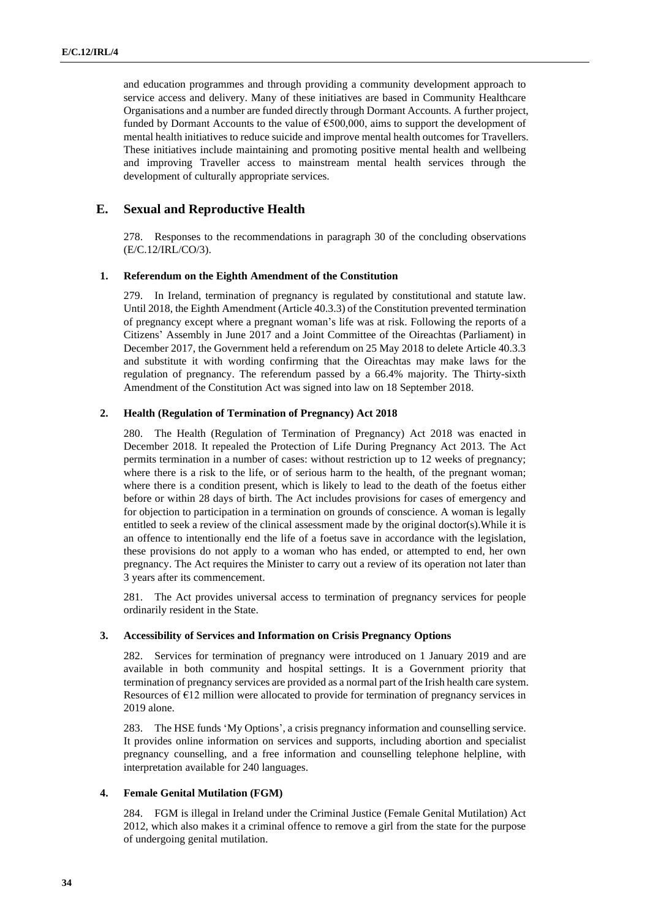and education programmes and through providing a community development approach to service access and delivery. Many of these initiatives are based in Community Healthcare Organisations and a number are funded directly through Dormant Accounts. A further project, funded by Dormant Accounts to the value of €500,000, aims to support the development of mental health initiatives to reduce suicide and improve mental health outcomes for Travellers. These initiatives include maintaining and promoting positive mental health and wellbeing and improving Traveller access to mainstream mental health services through the development of culturally appropriate services.

## E. Sexual and Reproductive Health

278. Responses to the recommendations in paragraph 30 of the concluding observations (E/C.12/IRL/CO/3).

### 1. Referendum on the Eighth Amendment of the Constitution

279. In Ireland, termination of pregnancy is regulated by constitutional and statute law. Until 2018, the Eighth Amendment (Article 40.3.3) of the Constitution prevented termination of pregnancy except where a pregnant woman's life was at risk. Following the reports of a Citizens' Assembly in June 2017 and a Joint Committee of the Oireachtas (Parliament) in December 2017, the Government held a referendum on 25 May 2018 to delete Article 40.3.3 and substitute it with wording confirming that the Oireachtas may make laws for the regulation of pregnancy. The referendum passed by a 66.4% majority. The Thirty-sixth Amendment of the Constitution Act was signed into law on 18 September 2018.

### 2. Health (Regulation of Termination of Pregnancy) Act 2018

280. The Health (Regulation of Termination of Pregnancy) Act 2018 was enacted in December 2018. It repealed the Protection of Life During Pregnancy Act 2013. The Act permits termination in a number of cases: without restriction up to 12 weeks of pregnancy; where there is a risk to the life, or of serious harm to the health, of the pregnant woman; where there is a condition present, which is likely to lead to the death of the foetus either before or within 28 days of birth. The Act includes provisions for cases of emergency and for objection to participation in a termination on grounds of conscience. A woman is legally entitled to seek a review of the clinical assessment made by the original doctor(s).While it is an offence to intentionally end the life of a foetus save in accordance with the legislation, these provisions do not apply to a woman who has ended, or attempted to end, her own pregnancy. The Act requires the Minister to carry out a review of its operation not later than 3 years after its commencement.

281. The Act provides universal access to termination of pregnancy services for people ordinarily resident in the State.

### 3. Accessibility of Services and Information on Crisis Pregnancy Options

282. Services for termination of pregnancy were introduced on 1 January 2019 and are available in both community and hospital settings. It is a Government priority that termination of pregnancy services are provided as a normal part of the Irish health care system. Resources of €12 million were allocated to provide for termination of pregnancy services in 2019 alone.

283. The HSE funds 'My Options', a crisis pregnancy information and counselling service. It provides online information on services and supports, including abortion and specialist pregnancy counselling, and a free information and counselling telephone helpline, with interpretation available for 240 languages.

### 4. Female Genital Mutilation (FGM)

284. FGM is illegal in Ireland under the Criminal Justice (Female Genital Mutilation) Act 2012, which also makes it a criminal offence to remove a girl from the state for the purpose of undergoing genital mutilation.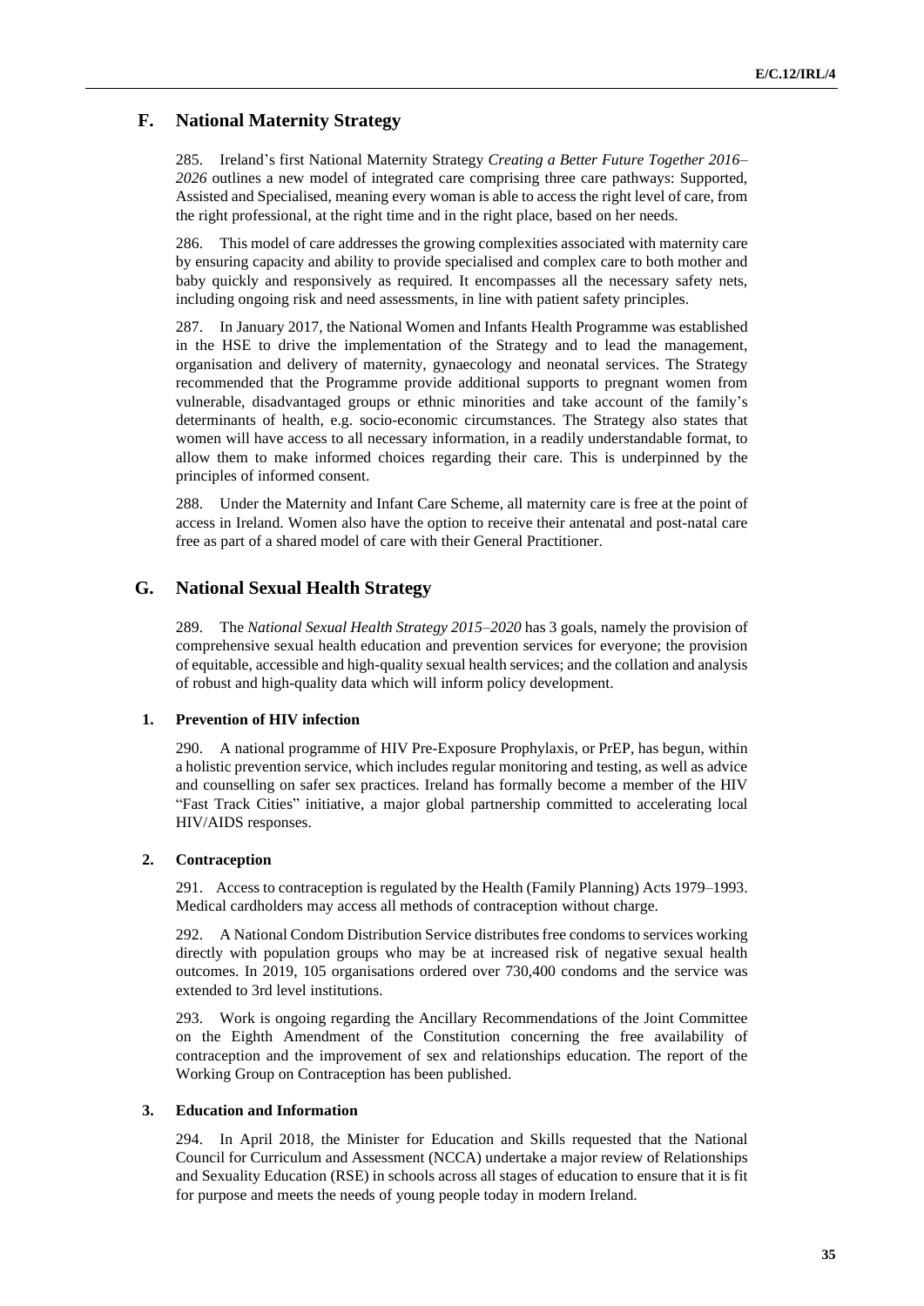## F. National Maternity Strategy

285. Ireland's first National Maternity Strategy *Creating a Better Future Together 2016–2026* outlines a new model of integrated care comprising three care pathways: Supported, Assisted and Specialised, meaning every woman is able to access the right level of care, from the right professional, at the right time and in the right place, based on her needs.

286. This model of care addresses the growing complexities associated with maternity care by ensuring capacity and ability to provide specialised and complex care to both mother and baby quickly and responsively as required. It encompasses all the necessary safety nets, including ongoing risk and need assessments, in line with patient safety principles.

287. In January 2017, the National Women and Infants Health Programme was established in the HSE to drive the implementation of the Strategy and to lead the management, organisation and delivery of maternity, gynaecology and neonatal services. The Strategy recommended that the Programme provide additional supports to pregnant women from vulnerable, disadvantaged groups or ethnic minorities and take account of the family's determinants of health, e.g. socio-economic circumstances. The Strategy also states that women will have access to all necessary information, in a readily understandable format, to allow them to make informed choices regarding their care. This is underpinned by the principles of informed consent.

288. Under the Maternity and Infant Care Scheme, all maternity care is free at the point of access in Ireland. Women also have the option to receive their antenatal and post-natal care free as part of a shared model of care with their General Practitioner.

## G. National Sexual Health Strategy

289. The *National Sexual Health Strategy 2015–2020* has 3 goals, namely the provision of comprehensive sexual health education and prevention services for everyone; the provision of equitable, accessible and high-quality sexual health services; and the collation and analysis of robust and high-quality data which will inform policy development.

### 1. Prevention of HIV infection

290. A national programme of HIV Pre-Exposure Prophylaxis, or PrEP, has begun, within a holistic prevention service, which includes regular monitoring and testing, as well as advice and counselling on safer sex practices. Ireland has formally become a member of the HIV "Fast Track Cities" initiative, a major global partnership committed to accelerating local HIV/AIDS responses.

### 2. Contraception

291. Access to contraception is regulated by the Health (Family Planning) Acts 1979–1993. Medical cardholders may access all methods of contraception without charge.

292. A National Condom Distribution Service distributes free condoms to services working directly with population groups who may be at increased risk of negative sexual health outcomes. In 2019, 105 organisations ordered over 730,400 condoms and the service was extended to 3rd level institutions.

293. Work is ongoing regarding the Ancillary Recommendations of the Joint Committee on the Eighth Amendment of the Constitution concerning the free availability of contraception and the improvement of sex and relationships education. The report of the Working Group on Contraception has been published.

### 3. Education and Information

294. In April 2018, the Minister for Education and Skills requested that the National Council for Curriculum and Assessment (NCCA) undertake a major review of Relationships and Sexuality Education (RSE) in schools across all stages of education to ensure that it is fit for purpose and meets the needs of young people today in modern Ireland.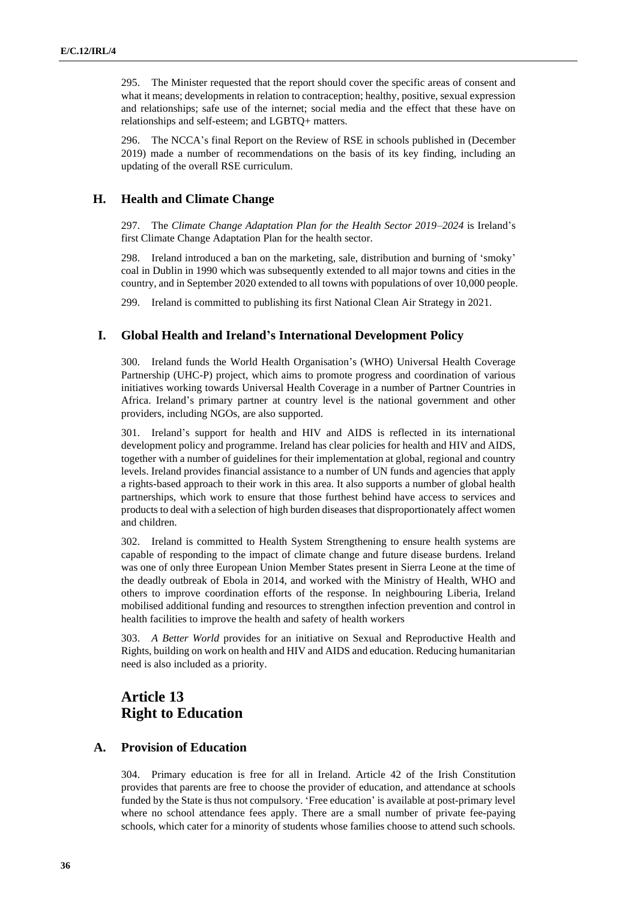295. The Minister requested that the report should cover the specific areas of consent and what it means; developments in relation to contraception; healthy, positive, sexual expression and relationships; safe use of the internet; social media and the effect that these have on relationships and self-esteem; and LGBTQ+ matters.

296. The NCCA's final Report on the Review of RSE in schools published in (December 2019) made a number of recommendations on the basis of its key finding, including an updating of the overall RSE curriculum.

## H. Health and Climate Change

297. The *Climate Change Adaptation Plan for the Health Sector 2019–2024* is Ireland's first Climate Change Adaptation Plan for the health sector.

298. Ireland introduced a ban on the marketing, sale, distribution and burning of 'smoky' coal in Dublin in 1990 which was subsequently extended to all major towns and cities in the country, and in September 2020 extended to all towns with populations of over 10,000 people.

299. Ireland is committed to publishing its first National Clean Air Strategy in 2021.

## I. Global Health and Ireland's International Development Policy

300. Ireland funds the World Health Organisation's (WHO) Universal Health Coverage Partnership (UHC-P) project, which aims to promote progress and coordination of various initiatives working towards Universal Health Coverage in a number of Partner Countries in Africa. Ireland's primary partner at country level is the national government and other providers, including NGOs, are also supported.

301. Ireland's support for health and HIV and AIDS is reflected in its international development policy and programme. Ireland has clear policies for health and HIV and AIDS, together with a number of guidelines for their implementation at global, regional and country levels. Ireland provides financial assistance to a number of UN funds and agencies that apply a rights-based approach to their work in this area. It also supports a number of global health partnerships, which work to ensure that those furthest behind have access to services and products to deal with a selection of high burden diseases that disproportionately affect women and children.

302. Ireland is committed to Health System Strengthening to ensure health systems are capable of responding to the impact of climate change and future disease burdens. Ireland was one of only three European Union Member States present in Sierra Leone at the time of the deadly outbreak of Ebola in 2014, and worked with the Ministry of Health, WHO and others to improve coordination efforts of the response. In neighbouring Liberia, Ireland mobilised additional funding and resources to strengthen infection prevention and control in health facilities to improve the health and safety of health workers

303. *A Better World* provides for an initiative on Sexual and Reproductive Health and Rights, building on work on health and HIV and AIDS and education. Reducing humanitarian need is also included as a priority.

# Article 13
# Right to Education

## A. Provision of Education

304. Primary education is free for all in Ireland. Article 42 of the Irish Constitution provides that parents are free to choose the provider of education, and attendance at schools funded by the State is thus not compulsory. 'Free education' is available at post-primary level where no school attendance fees apply. There are a small number of private fee-paying schools, which cater for a minority of students whose families choose to attend such schools.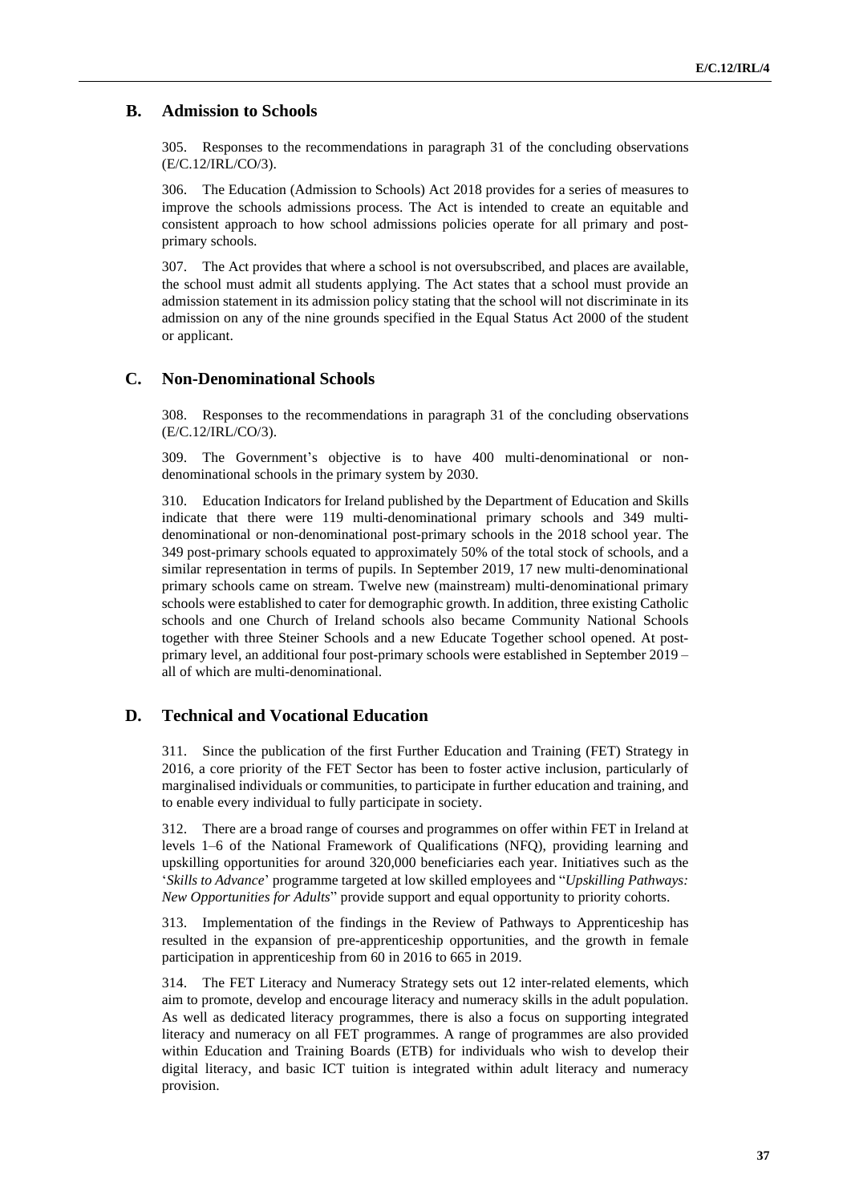## B. Admission to Schools

305. Responses to the recommendations in paragraph 31 of the concluding observations (E/C.12/IRL/CO/3).

306. The Education (Admission to Schools) Act 2018 provides for a series of measures to improve the schools admissions process. The Act is intended to create an equitable and consistent approach to how school admissions policies operate for all primary and post-primary schools.

307. The Act provides that where a school is not oversubscribed, and places are available, the school must admit all students applying. The Act states that a school must provide an admission statement in its admission policy stating that the school will not discriminate in its admission on any of the nine grounds specified in the Equal Status Act 2000 of the student or applicant.

## C. Non-Denominational Schools

308. Responses to the recommendations in paragraph 31 of the concluding observations (E/C.12/IRL/CO/3).

309. The Government's objective is to have 400 multi-denominational or non-denominational schools in the primary system by 2030.

310. Education Indicators for Ireland published by the Department of Education and Skills indicate that there were 119 multi-denominational primary schools and 349 multi-denominational or non-denominational post-primary schools in the 2018 school year. The 349 post-primary schools equated to approximately 50% of the total stock of schools, and a similar representation in terms of pupils. In September 2019, 17 new multi-denominational primary schools came on stream. Twelve new (mainstream) multi-denominational primary schools were established to cater for demographic growth. In addition, three existing Catholic schools and one Church of Ireland schools also became Community National Schools together with three Steiner Schools and a new Educate Together school opened. At post-primary level, an additional four post-primary schools were established in September 2019 – all of which are multi-denominational.

## D. Technical and Vocational Education

311. Since the publication of the first Further Education and Training (FET) Strategy in 2016, a core priority of the FET Sector has been to foster active inclusion, particularly of marginalised individuals or communities, to participate in further education and training, and to enable every individual to fully participate in society.

312. There are a broad range of courses and programmes on offer within FET in Ireland at levels 1–6 of the National Framework of Qualifications (NFQ), providing learning and upskilling opportunities for around 320,000 beneficiaries each year. Initiatives such as the '*Skills to Advance*' programme targeted at low skilled employees and "*Upskilling Pathways: New Opportunities for Adults*" provide support and equal opportunity to priority cohorts.

313. Implementation of the findings in the Review of Pathways to Apprenticeship has resulted in the expansion of pre-apprenticeship opportunities, and the growth in female participation in apprenticeship from 60 in 2016 to 665 in 2019.

314. The FET Literacy and Numeracy Strategy sets out 12 inter-related elements, which aim to promote, develop and encourage literacy and numeracy skills in the adult population. As well as dedicated literacy programmes, there is also a focus on supporting integrated literacy and numeracy on all FET programmes. A range of programmes are also provided within Education and Training Boards (ETB) for individuals who wish to develop their digital literacy, and basic ICT tuition is integrated within adult literacy and numeracy provision.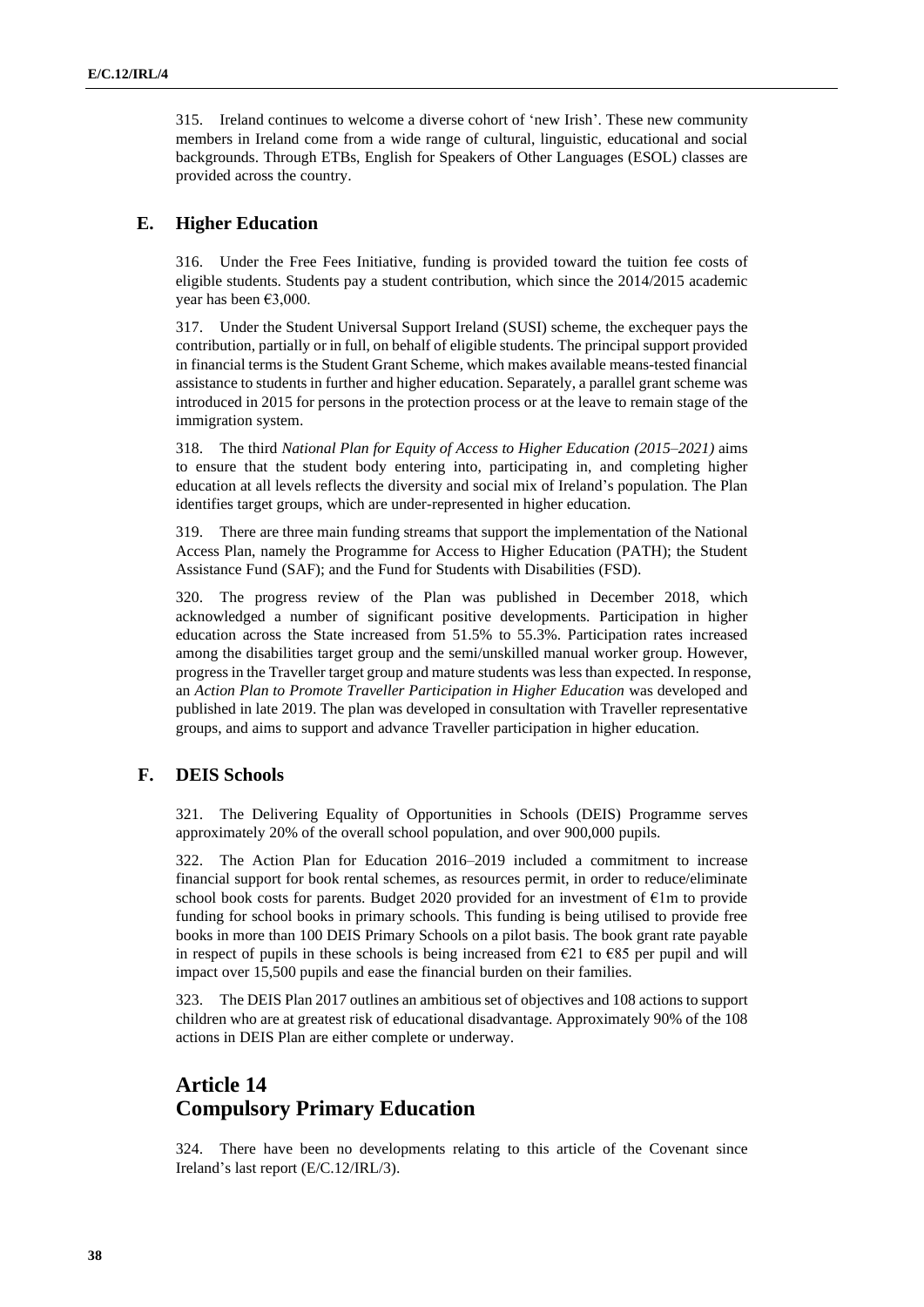315. Ireland continues to welcome a diverse cohort of 'new Irish'. These new community members in Ireland come from a wide range of cultural, linguistic, educational and social backgrounds. Through ETBs, English for Speakers of Other Languages (ESOL) classes are provided across the country.

## E. Higher Education

316. Under the Free Fees Initiative, funding is provided toward the tuition fee costs of eligible students. Students pay a student contribution, which since the 2014/2015 academic year has been €3,000.

317. Under the Student Universal Support Ireland (SUSI) scheme, the exchequer pays the contribution, partially or in full, on behalf of eligible students. The principal support provided in financial terms is the Student Grant Scheme, which makes available means-tested financial assistance to students in further and higher education. Separately, a parallel grant scheme was introduced in 2015 for persons in the protection process or at the leave to remain stage of the immigration system.

318. The third *National Plan for Equity of Access to Higher Education (2015–2021)* aims to ensure that the student body entering into, participating in, and completing higher education at all levels reflects the diversity and social mix of Ireland's population. The Plan identifies target groups, which are under-represented in higher education.

319. There are three main funding streams that support the implementation of the National Access Plan, namely the Programme for Access to Higher Education (PATH); the Student Assistance Fund (SAF); and the Fund for Students with Disabilities (FSD).

320. The progress review of the Plan was published in December 2018, which acknowledged a number of significant positive developments. Participation in higher education across the State increased from 51.5% to 55.3%. Participation rates increased among the disabilities target group and the semi/unskilled manual worker group. However, progress in the Traveller target group and mature students was less than expected. In response, an *Action Plan to Promote Traveller Participation in Higher Education* was developed and published in late 2019. The plan was developed in consultation with Traveller representative groups, and aims to support and advance Traveller participation in higher education.

## F. DEIS Schools

321. The Delivering Equality of Opportunities in Schools (DEIS) Programme serves approximately 20% of the overall school population, and over 900,000 pupils.

322. The Action Plan for Education 2016–2019 included a commitment to increase financial support for book rental schemes, as resources permit, in order to reduce/eliminate school book costs for parents. Budget 2020 provided for an investment of €1m to provide funding for school books in primary schools. This funding is being utilised to provide free books in more than 100 DEIS Primary Schools on a pilot basis. The book grant rate payable in respect of pupils in these schools is being increased from €21 to €85 per pupil and will impact over 15,500 pupils and ease the financial burden on their families.

323. The DEIS Plan 2017 outlines an ambitious set of objectives and 108 actions to support children who are at greatest risk of educational disadvantage. Approximately 90% of the 108 actions in DEIS Plan are either complete or underway.

# Article 14
# Compulsory Primary Education

324. There have been no developments relating to this article of the Covenant since Ireland's last report (E/C.12/IRL/3).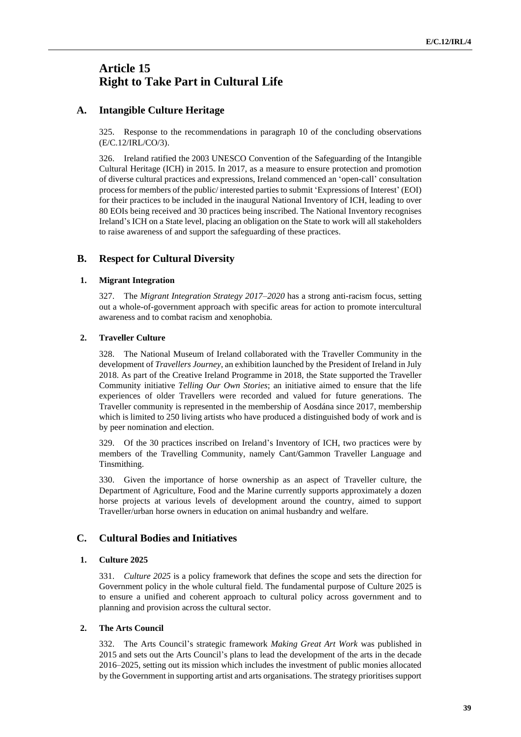# Article 15
# Right to Take Part in Cultural Life

## A. Intangible Culture Heritage

325. Response to the recommendations in paragraph 10 of the concluding observations (E/C.12/IRL/CO/3).

326. Ireland ratified the 2003 UNESCO Convention of the Safeguarding of the Intangible Cultural Heritage (ICH) in 2015. In 2017, as a measure to ensure protection and promotion of diverse cultural practices and expressions, Ireland commenced an 'open-call' consultation process for members of the public/ interested parties to submit 'Expressions of Interest' (EOI) for their practices to be included in the inaugural National Inventory of ICH, leading to over 80 EOIs being received and 30 practices being inscribed. The National Inventory recognises Ireland's ICH on a State level, placing an obligation on the State to work will all stakeholders to raise awareness of and support the safeguarding of these practices.

## B. Respect for Cultural Diversity

### 1. Migrant Integration

327. The *Migrant Integration Strategy 2017–2020* has a strong anti-racism focus, setting out a whole-of-government approach with specific areas for action to promote intercultural awareness and to combat racism and xenophobia.

### 2. Traveller Culture

328. The National Museum of Ireland collaborated with the Traveller Community in the development of *Travellers Journey*, an exhibition launched by the President of Ireland in July 2018. As part of the Creative Ireland Programme in 2018, the State supported the Traveller Community initiative *Telling Our Own Stories*; an initiative aimed to ensure that the life experiences of older Travellers were recorded and valued for future generations. The Traveller community is represented in the membership of Aosdána since 2017, membership which is limited to 250 living artists who have produced a distinguished body of work and is by peer nomination and election.

329. Of the 30 practices inscribed on Ireland's Inventory of ICH, two practices were by members of the Travelling Community, namely Cant/Gammon Traveller Language and Tinsmithing.

330. Given the importance of horse ownership as an aspect of Traveller culture, the Department of Agriculture, Food and the Marine currently supports approximately a dozen horse projects at various levels of development around the country, aimed to support Traveller/urban horse owners in education on animal husbandry and welfare.

## C. Cultural Bodies and Initiatives

### 1. Culture 2025

331. *Culture 2025* is a policy framework that defines the scope and sets the direction for Government policy in the whole cultural field. The fundamental purpose of Culture 2025 is to ensure a unified and coherent approach to cultural policy across government and to planning and provision across the cultural sector.

### 2. The Arts Council

332. The Arts Council's strategic framework *Making Great Art Work* was published in 2015 and sets out the Arts Council's plans to lead the development of the arts in the decade 2016–2025, setting out its mission which includes the investment of public monies allocated by the Government in supporting artist and arts organisations. The strategy prioritises support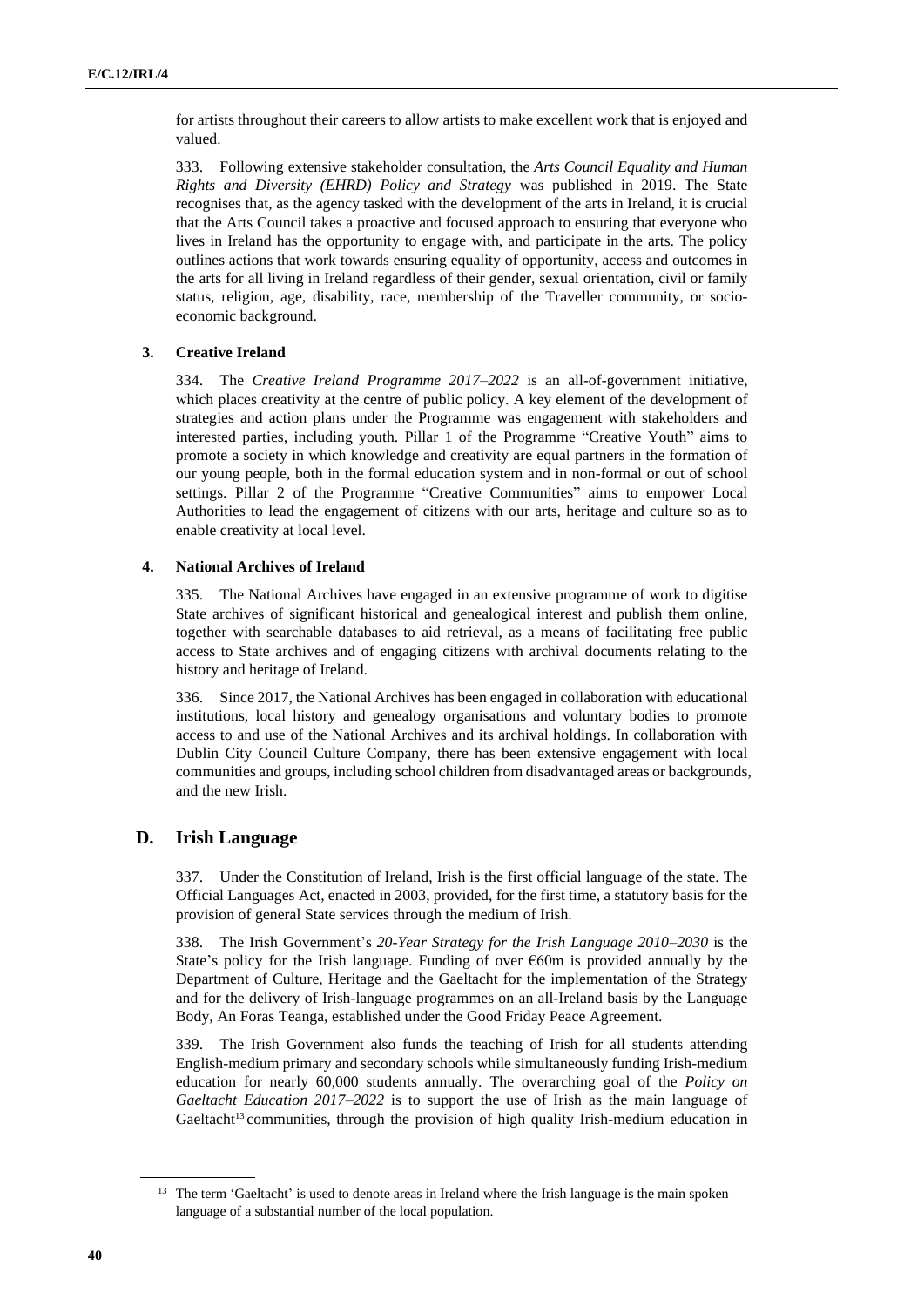for artists throughout their careers to allow artists to make excellent work that is enjoyed and valued.

333. Following extensive stakeholder consultation, the *Arts Council Equality and Human Rights and Diversity (EHRD) Policy and Strategy* was published in 2019. The State recognises that, as the agency tasked with the development of the arts in Ireland, it is crucial that the Arts Council takes a proactive and focused approach to ensuring that everyone who lives in Ireland has the opportunity to engage with, and participate in the arts. The policy outlines actions that work towards ensuring equality of opportunity, access and outcomes in the arts for all living in Ireland regardless of their gender, sexual orientation, civil or family status, religion, age, disability, race, membership of the Traveller community, or socio-economic background.

### 3. Creative Ireland

334. The *Creative Ireland Programme 2017–2022* is an all-of-government initiative, which places creativity at the centre of public policy. A key element of the development of strategies and action plans under the Programme was engagement with stakeholders and interested parties, including youth. Pillar 1 of the Programme "Creative Youth" aims to promote a society in which knowledge and creativity are equal partners in the formation of our young people, both in the formal education system and in non-formal or out of school settings. Pillar 2 of the Programme "Creative Communities" aims to empower Local Authorities to lead the engagement of citizens with our arts, heritage and culture so as to enable creativity at local level.

### 4. National Archives of Ireland

335. The National Archives have engaged in an extensive programme of work to digitise State archives of significant historical and genealogical interest and publish them online, together with searchable databases to aid retrieval, as a means of facilitating free public access to State archives and of engaging citizens with archival documents relating to the history and heritage of Ireland.

336. Since 2017, the National Archives has been engaged in collaboration with educational institutions, local history and genealogy organisations and voluntary bodies to promote access to and use of the National Archives and its archival holdings. In collaboration with Dublin City Council Culture Company, there has been extensive engagement with local communities and groups, including school children from disadvantaged areas or backgrounds, and the new Irish.

## D. Irish Language

337. Under the Constitution of Ireland, Irish is the first official language of the state. The Official Languages Act, enacted in 2003, provided, for the first time, a statutory basis for the provision of general State services through the medium of Irish.

338. The Irish Government's *20-Year Strategy for the Irish Language 2010–2030* is the State's policy for the Irish language. Funding of over €60m is provided annually by the Department of Culture, Heritage and the Gaeltacht for the implementation of the Strategy and for the delivery of Irish-language programmes on an all-Ireland basis by the Language Body, An Foras Teanga, established under the Good Friday Peace Agreement.

339. The Irish Government also funds the teaching of Irish for all students attending English-medium primary and secondary schools while simultaneously funding Irish-medium education for nearly 60,000 students annually. The overarching goal of the *Policy on Gaeltacht Education 2017–2022* is to support the use of Irish as the main language of Gaeltacht[13] communities, through the provision of high quality Irish-medium education in

[13] The term 'Gaeltacht' is used to denote areas in Ireland where the Irish language is the main spoken language of a substantial number of the local population.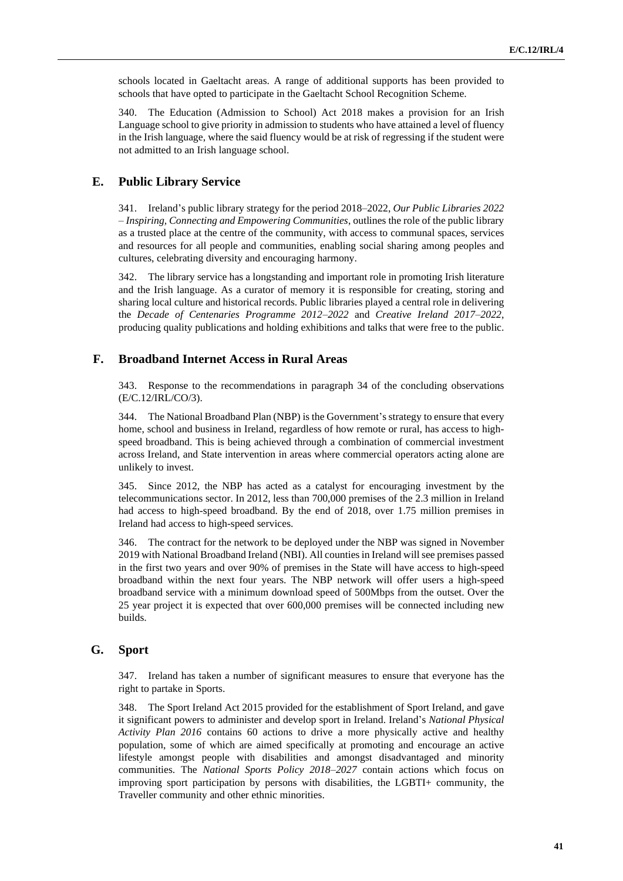schools located in Gaeltacht areas. A range of additional supports has been provided to schools that have opted to participate in the Gaeltacht School Recognition Scheme.

340. The Education (Admission to School) Act 2018 makes a provision for an Irish Language school to give priority in admission to students who have attained a level of fluency in the Irish language, where the said fluency would be at risk of regressing if the student were not admitted to an Irish language school.

## E. Public Library Service

341. Ireland's public library strategy for the period 2018–2022, *Our Public Libraries 2022 – Inspiring, Connecting and Empowering Communities*, outlines the role of the public library as a trusted place at the centre of the community, with access to communal spaces, services and resources for all people and communities, enabling social sharing among peoples and cultures, celebrating diversity and encouraging harmony.

342. The library service has a longstanding and important role in promoting Irish literature and the Irish language. As a curator of memory it is responsible for creating, storing and sharing local culture and historical records. Public libraries played a central role in delivering the *Decade of Centenaries Programme 2012–2022* and *Creative Ireland 2017–2022*, producing quality publications and holding exhibitions and talks that were free to the public.

## F. Broadband Internet Access in Rural Areas

343. Response to the recommendations in paragraph 34 of the concluding observations (E/C.12/IRL/CO/3).

344. The National Broadband Plan (NBP) is the Government's strategy to ensure that every home, school and business in Ireland, regardless of how remote or rural, has access to high-speed broadband. This is being achieved through a combination of commercial investment across Ireland, and State intervention in areas where commercial operators acting alone are unlikely to invest.

345. Since 2012, the NBP has acted as a catalyst for encouraging investment by the telecommunications sector. In 2012, less than 700,000 premises of the 2.3 million in Ireland had access to high-speed broadband. By the end of 2018, over 1.75 million premises in Ireland had access to high-speed services.

346. The contract for the network to be deployed under the NBP was signed in November 2019 with National Broadband Ireland (NBI). All counties in Ireland will see premises passed in the first two years and over 90% of premises in the State will have access to high-speed broadband within the next four years. The NBP network will offer users a high-speed broadband service with a minimum download speed of 500Mbps from the outset. Over the 25 year project it is expected that over 600,000 premises will be connected including new builds.

## G. Sport

347. Ireland has taken a number of significant measures to ensure that everyone has the right to partake in Sports.

348. The Sport Ireland Act 2015 provided for the establishment of Sport Ireland, and gave it significant powers to administer and develop sport in Ireland. Ireland's *National Physical Activity Plan 2016* contains 60 actions to drive a more physically active and healthy population, some of which are aimed specifically at promoting and encourage an active lifestyle amongst people with disabilities and amongst disadvantaged and minority communities. The *National Sports Policy 2018–2027* contain actions which focus on improving sport participation by persons with disabilities, the LGBTI+ community, the Traveller community and other ethnic minorities.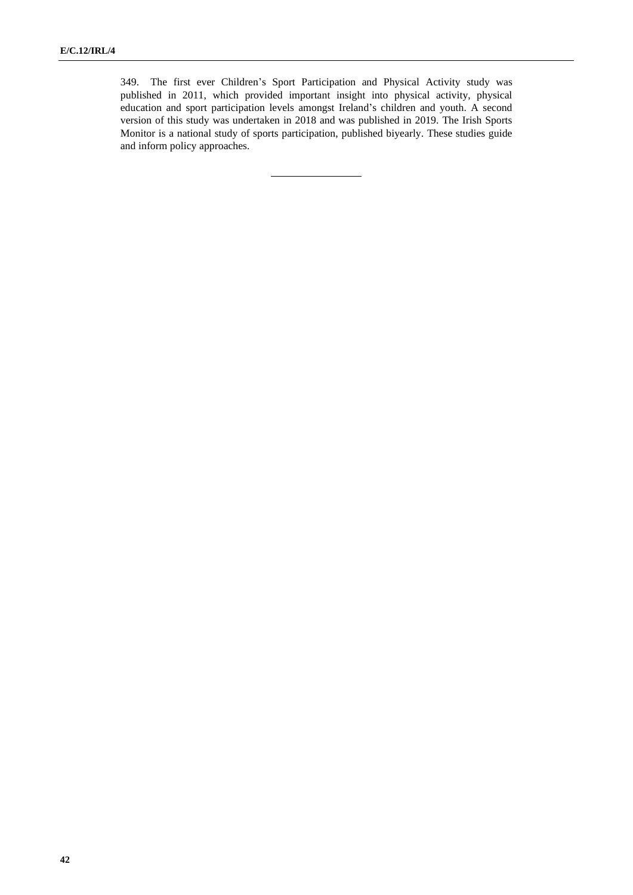349. The first ever Children's Sport Participation and Physical Activity study was published in 2011, which provided important insight into physical activity, physical education and sport participation levels amongst Ireland's children and youth. A second version of this study was undertaken in 2018 and was published in 2019. The Irish Sports Monitor is a national study of sports participation, published biyearly. These studies guide and inform policy approaches.